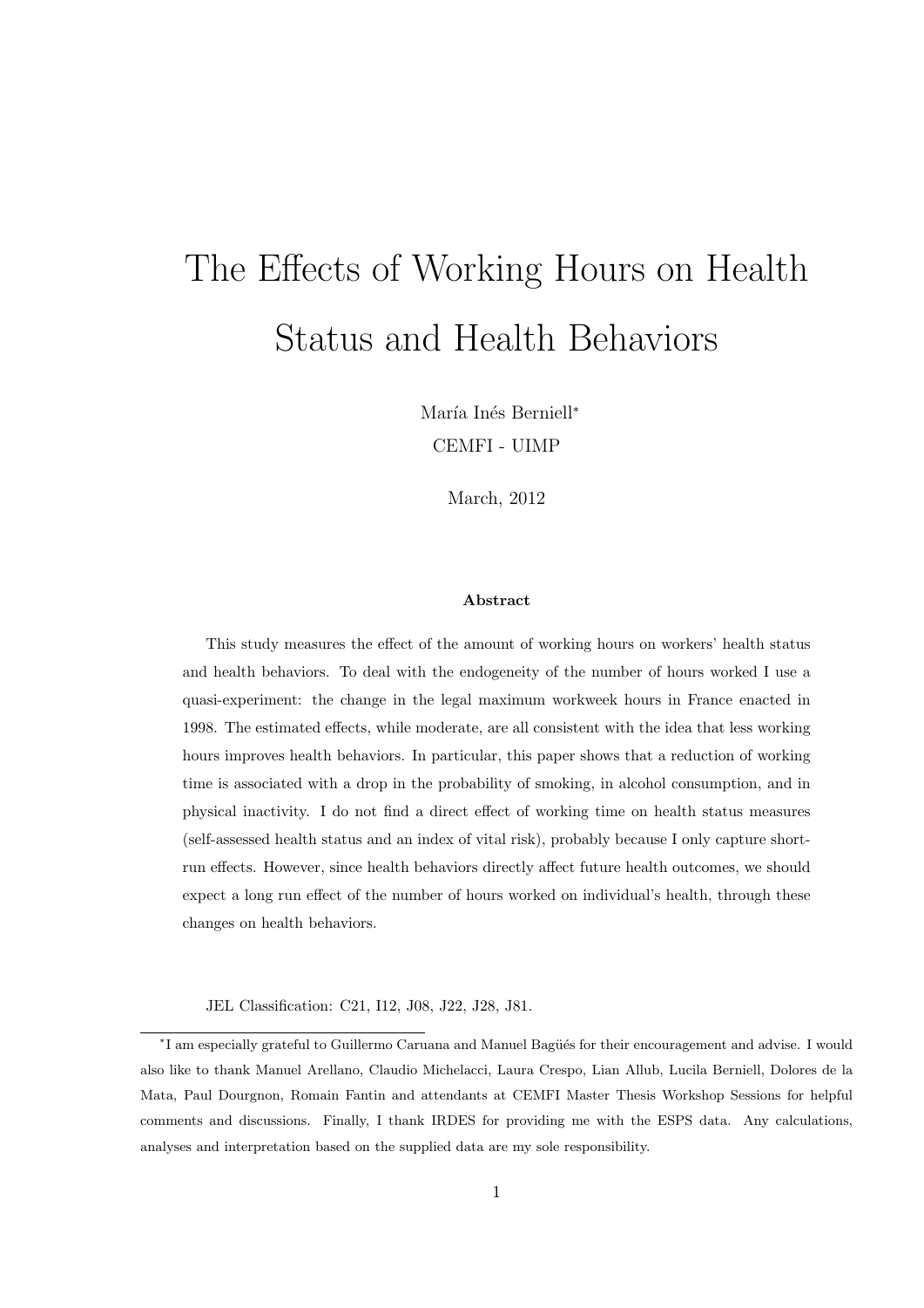# The Effects of Working Hours on Health Status and Health Behaviors

María Inés Berniell*

CEMFI - UIMP

March, 2012

**Abstract**

This study measures the effect of the amount of working hours on workers' health status and health behaviors. To deal with the endogeneity of the number of hours worked I use a quasi-experiment: the change in the legal maximum workweek hours in France enacted in 1998. The estimated effects, while moderate, are all consistent with the idea that less working hours improves health behaviors. In particular, this paper shows that a reduction of working time is associated with a drop in the probability of smoking, in alcohol consumption, and in physical inactivity. I do not find a direct effect of working time on health status measures (self-assessed health status and an index of vital risk), probably because I only capture short-run effects. However, since health behaviors directly affect future health outcomes, we should expect a long run effect of the number of hours worked on individual's health, through these changes on health behaviors.

JEL Classification: C21, I12, J08, J22, J28, J81.

---

*I am especially grateful to Guillermo Caruana and Manuel Bagüés for their encouragement and advise. I would also like to thank Manuel Arellano, Claudio Michelacci, Laura Crespo, Lian Allub, Lucila Berniell, Dolores de la Mata, Paul Dourgnon, Romain Fantin and attendants at CEMFI Master Thesis Workshop Sessions for helpful comments and discussions. Finally, I thank IRDES for providing me with the ESPS data. Any calculations, analyses and interpretation based on the supplied data are my sole responsibility.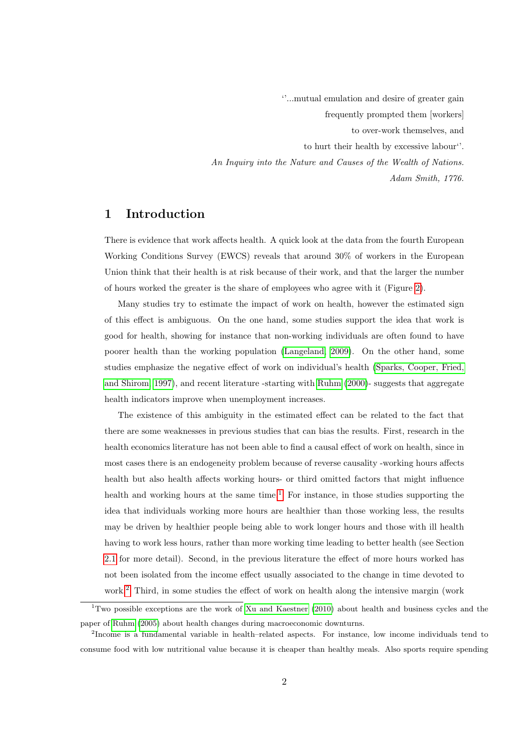''...mutual emulation and desire of greater gain
frequently prompted them [workers]
to over-work themselves, and
to hurt their health by excessive labour''.
*An Inquiry into the Nature and Causes of the Wealth of Nations.*
*Adam Smith, 1776.*

# 1 Introduction

There is evidence that work affects health. A quick look at the data from the fourth European Working Conditions Survey (EWCS) reveals that around 30% of workers in the European Union think that their health is at risk because of their work, and that the larger the number of hours worked the greater is the share of employees who agree with it (Figure 2).

Many studies try to estimate the impact of work on health, however the estimated sign of this effect is ambiguous. On the one hand, some studies support the idea that work is good for health, showing for instance that non-working individuals are often found to have poorer health than the working population (Langeland, 2009). On the other hand, some studies emphasize the negative effect of work on individual's health (Sparks, Cooper, Fried, and Shirom, 1997), and recent literature -starting with Ruhm (2000)- suggests that aggregate health indicators improve when unemployment increases.

The existence of this ambiguity in the estimated effect can be related to the fact that there are some weaknesses in previous studies that can bias the results. First, research in the health economics literature has not been able to find a causal effect of work on health, since in most cases there is an endogeneity problem because of reverse causality -working hours affects health but also health affects working hours- or third omitted factors that might influence health and working hours at the same time.[1] For instance, in those studies supporting the idea that individuals working more hours are healthier than those working less, the results may be driven by healthier people being able to work longer hours and those with ill health having to work less hours, rather than more working time leading to better health (see Section 2.1 for more detail). Second, in the previous literature the effect of more hours worked has not been isolated from the income effect usually associated to the change in time devoted to work.[2] Third, in some studies the effect of work on health along the intensive margin (work

[1] Two possible exceptions are the work of Xu and Kaestner (2010) about health and business cycles and the paper of Ruhm (2005) about health changes during macroeconomic downturns.

[2] Income is a fundamental variable in health–related aspects. For instance, low income individuals tend to consume food with low nutritional value because it is cheaper than healthy meals. Also sports require spending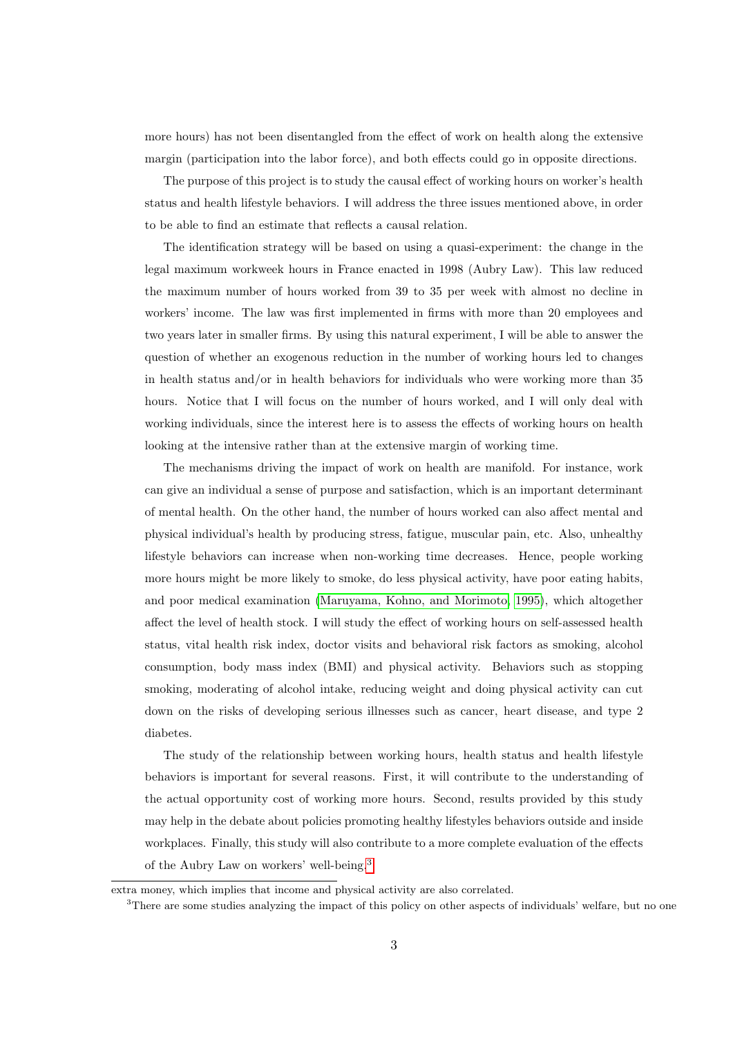more hours) has not been disentangled from the effect of work on health along the extensive margin (participation into the labor force), and both effects could go in opposite directions.

The purpose of this project is to study the causal effect of working hours on worker's health status and health lifestyle behaviors. I will address the three issues mentioned above, in order to be able to find an estimate that reflects a causal relation.

The identification strategy will be based on using a quasi-experiment: the change in the legal maximum workweek hours in France enacted in 1998 (Aubry Law). This law reduced the maximum number of hours worked from 39 to 35 per week with almost no decline in workers' income. The law was first implemented in firms with more than 20 employees and two years later in smaller firms. By using this natural experiment, I will be able to answer the question of whether an exogenous reduction in the number of working hours led to changes in health status and/or in health behaviors for individuals who were working more than 35 hours. Notice that I will focus on the number of hours worked, and I will only deal with working individuals, since the interest here is to assess the effects of working hours on health looking at the intensive rather than at the extensive margin of working time.

The mechanisms driving the impact of work on health are manifold. For instance, work can give an individual a sense of purpose and satisfaction, which is an important determinant of mental health. On the other hand, the number of hours worked can also affect mental and physical individual's health by producing stress, fatigue, muscular pain, etc. Also, unhealthy lifestyle behaviors can increase when non-working time decreases. Hence, people working more hours might be more likely to smoke, do less physical activity, have poor eating habits, and poor medical examination (Maruyama, Kohno, and Morimoto, 1995), which altogether affect the level of health stock. I will study the effect of working hours on self-assessed health status, vital health risk index, doctor visits and behavioral risk factors as smoking, alcohol consumption, body mass index (BMI) and physical activity. Behaviors such as stopping smoking, moderating of alcohol intake, reducing weight and doing physical activity can cut down on the risks of developing serious illnesses such as cancer, heart disease, and type 2 diabetes.

The study of the relationship between working hours, health status and health lifestyle behaviors is important for several reasons. First, it will contribute to the understanding of the actual opportunity cost of working more hours. Second, results provided by this study may help in the debate about policies promoting healthy lifestyles behaviors outside and inside workplaces. Finally, this study will also contribute to a more complete evaluation of the effects of the Aubry Law on workers' well-being.[3]

---

extra money, which implies that income and physical activity are also correlated.

[3]There are some studies analyzing the impact of this policy on other aspects of individuals' welfare, but no one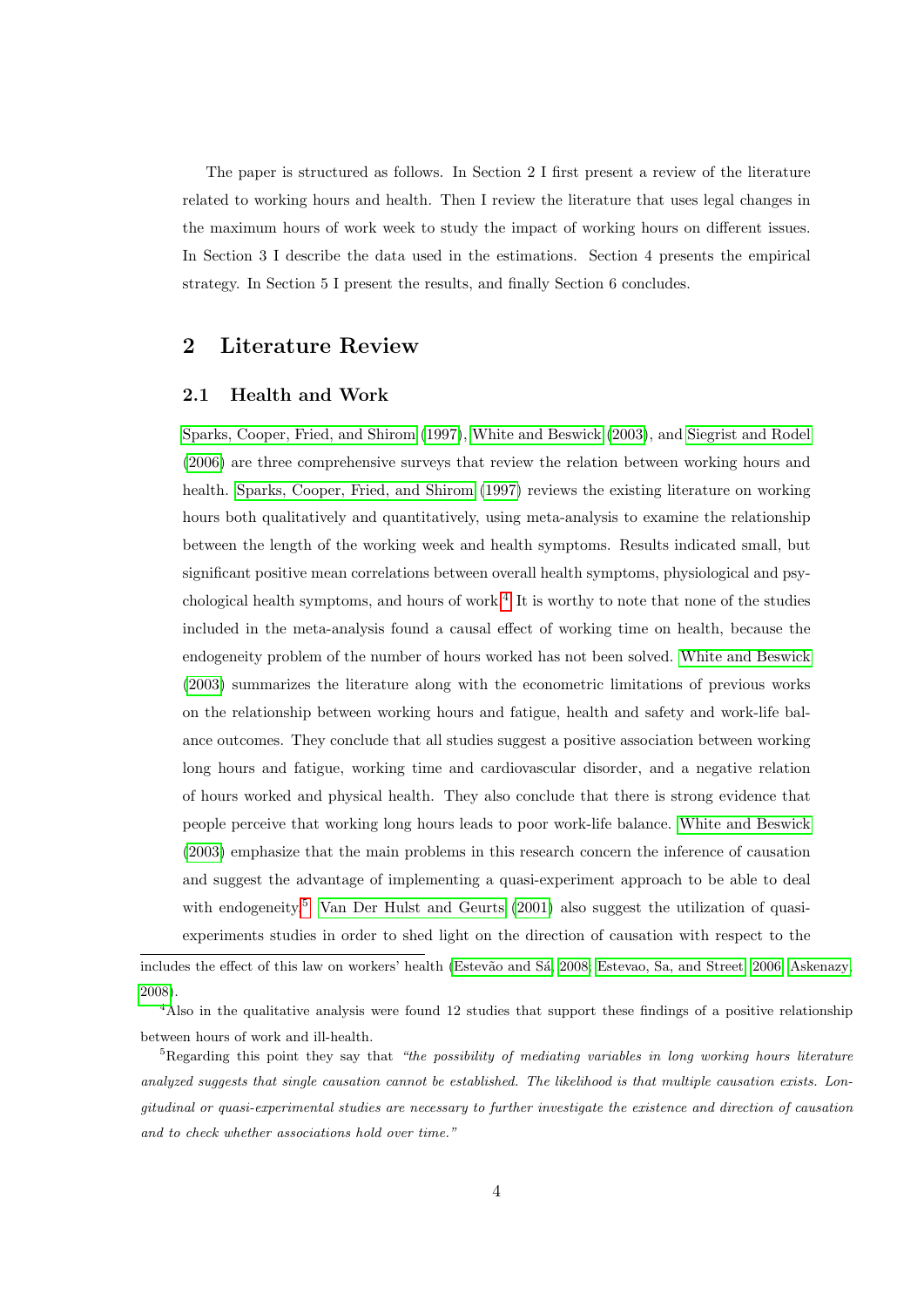The paper is structured as follows. In Section 2 I first present a review of the literature related to working hours and health. Then I review the literature that uses legal changes in the maximum hours of work week to study the impact of working hours on different issues. In Section 3 I describe the data used in the estimations. Section 4 presents the empirical strategy. In Section 5 I present the results, and finally Section 6 concludes.

## 2 Literature Review

### 2.1 Health and Work

Sparks, Cooper, Fried, and Shirom (1997), White and Beswick (2003), and Siegrist and Rodel (2006) are three comprehensive surveys that review the relation between working hours and health. Sparks, Cooper, Fried, and Shirom (1997) reviews the existing literature on working hours both qualitatively and quantitatively, using meta-analysis to examine the relationship between the length of the working week and health symptoms. Results indicated small, but significant positive mean correlations between overall health symptoms, physiological and psychological health symptoms, and hours of work.[4] It is worthy to note that none of the studies included in the meta-analysis found a causal effect of working time on health, because the endogeneity problem of the number of hours worked has not been solved. White and Beswick (2003) summarizes the literature along with the econometric limitations of previous works on the relationship between working hours and fatigue, health and safety and work-life balance outcomes. They conclude that all studies suggest a positive association between working long hours and fatigue, working time and cardiovascular disorder, and a negative relation of hours worked and physical health. They also conclude that there is strong evidence that people perceive that working long hours leads to poor work-life balance. White and Beswick (2003) emphasize that the main problems in this research concern the inference of causation and suggest the advantage of implementing a quasi-experiment approach to be able to deal with endogeneity.[5] Van Der Hulst and Geurts (2001) also suggest the utilization of quasi-experiments studies in order to shed light on the direction of causation with respect to the

includes the effect of this law on workers' health (Estevão and Sá, 2008; Estevao, Sa, and Street, 2006; Askenazy, 2008).

[4] Also in the qualitative analysis were found 12 studies that support these findings of a positive relationship between hours of work and ill-health.

[5] Regarding this point they say that *"the possibility of mediating variables in long working hours literature analyzed suggests that single causation cannot be established. The likelihood is that multiple causation exists. Longitudinal or quasi-experimental studies are necessary to further investigate the existence and direction of causation and to check whether associations hold over time."*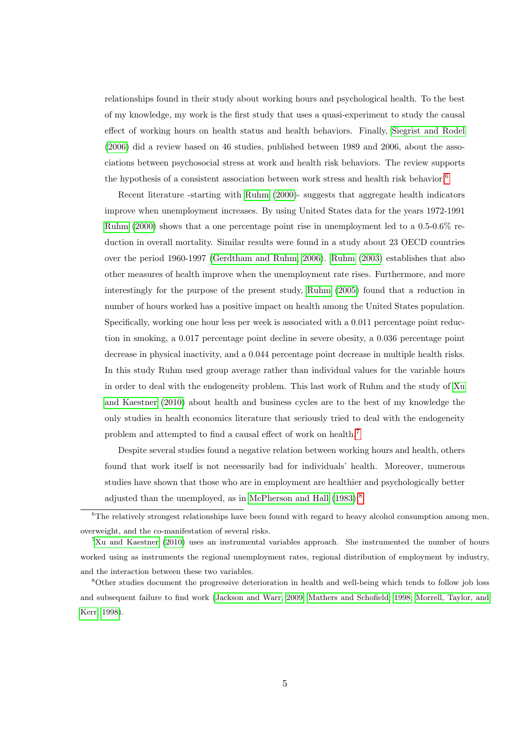relationships found in their study about working hours and psychological health. To the best of my knowledge, my work is the first study that uses a quasi-experiment to study the causal effect of working hours on health status and health behaviors. Finally, Siegrist and Rodel (2006) did a review based on 46 studies, published between 1989 and 2006, about the associations between psychosocial stress at work and health risk behaviors. The review supports the hypothesis of a consistent association between work stress and health risk behavior.[6]

Recent literature -starting with Ruhm (2000)- suggests that aggregate health indicators improve when unemployment increases. By using United States data for the years 1972-1991 Ruhm (2000) shows that a one percentage point rise in unemployment led to a 0.5-0.6% reduction in overall mortality. Similar results were found in a study about 23 OECD countries over the period 1960-1997 (Gerdtham and Ruhm, 2006). Ruhm (2003) establishes that also other measures of health improve when the unemployment rate rises. Furthermore, and more interestingly for the purpose of the present study, Ruhm (2005) found that a reduction in number of hours worked has a positive impact on health among the United States population. Specifically, working one hour less per week is associated with a 0.011 percentage point reduction in smoking, a 0.017 percentage point decline in severe obesity, a 0.036 percentage point decrease in physical inactivity, and a 0.044 percentage point decrease in multiple health risks. In this study Ruhm used group average rather than individual values for the variable hours in order to deal with the endogeneity problem. This last work of Ruhm and the study of Xu and Kaestner (2010) about health and business cycles are to the best of my knowledge the only studies in health economics literature that seriously tried to deal with the endogeneity problem and attempted to find a causal effect of work on health.[7]

Despite several studies found a negative relation between working hours and health, others found that work itself is not necessarily bad for individuals' health. Moreover, numerous studies have shown that those who are in employment are healthier and psychologically better adjusted than the unemployed, as in McPherson and Hall (1983).[8]

---

[6] The relatively strongest relationships have been found with regard to heavy alcohol consumption among men, overweight, and the co-manifestation of several risks.

[7] Xu and Kaestner (2010) uses an instrumental variables approach. She instrumented the number of hours worked using as instruments the regional unemployment rates, regional distribution of employment by industry, and the interaction between these two variables.

[8] Other studies document the progressive deterioration in health and well-being which tends to follow job loss and subsequent failure to find work (Jackson and Warr, 2009; Mathers and Schofield, 1998; Morrell, Taylor, and Kerr, 1998).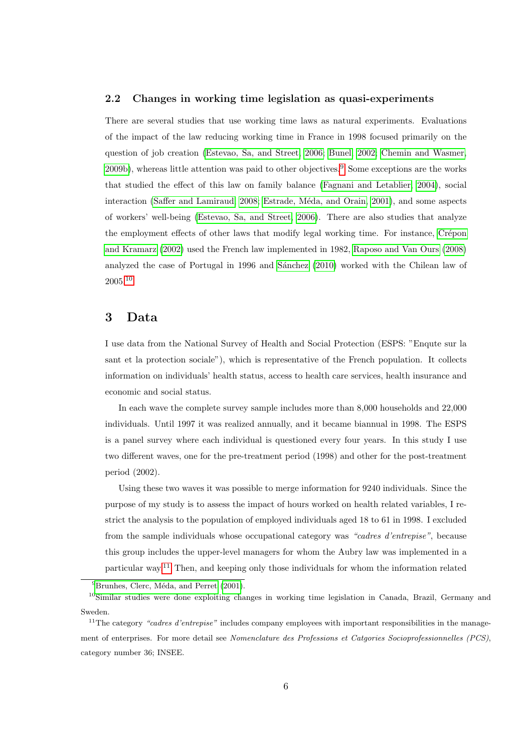### 2.2 Changes in working time legislation as quasi-experiments

There are several studies that use working time laws as natural experiments. Evaluations of the impact of the law reducing working time in France in 1998 focused primarily on the question of job creation (Estevao, Sa, and Street, 2006; Bunel, 2002; Chemin and Wasmer, 2009b), whereas little attention was paid to other objectives.[9] Some exceptions are the works that studied the effect of this law on family balance (Fagnani and Letablier, 2004), social interaction (Saffer and Lamiraud, 2008; Estrade, Méda, and Orain, 2001), and some aspects of workers' well-being (Estevao, Sa, and Street, 2006). There are also studies that analyze the employment effects of other laws that modify legal working time. For instance, Crépon and Kramarz (2002) used the French law implemented in 1982, Raposo and Van Ours (2008) analyzed the case of Portugal in 1996 and Sánchez (2010) worked with the Chilean law of 2005.[10]

## 3 Data

I use data from the National Survey of Health and Social Protection (ESPS: "Enqute sur la sant et la protection sociale"), which is representative of the French population. It collects information on individuals' health status, access to health care services, health insurance and economic and social status.

In each wave the complete survey sample includes more than 8,000 households and 22,000 individuals. Until 1997 it was realized annually, and it became biannual in 1998. The ESPS is a panel survey where each individual is questioned every four years. In this study I use two different waves, one for the pre-treatment period (1998) and other for the post-treatment period (2002).

Using these two waves it was possible to merge information for 9240 individuals. Since the purpose of my study is to assess the impact of hours worked on health related variables, I restrict the analysis to the population of employed individuals aged 18 to 61 in 1998. I excluded from the sample individuals whose occupational category was *"cadres d'entrepise"*, because this group includes the upper-level managers for whom the Aubry law was implemented in a particular way.[11] Then, and keeping only those individuals for whom the information related

[9] Brunhes, Clerc, Méda, and Perret (2001).

[10] Similar studies were done exploiting changes in working time legislation in Canada, Brazil, Germany and Sweden.

[11] The category *"cadres d'entrepise"* includes company employees with important responsibilities in the management of enterprises. For more detail see *Nomenclature des Professions et Catgories Socioprofessionnelles (PCS)*, category number 36; INSEE.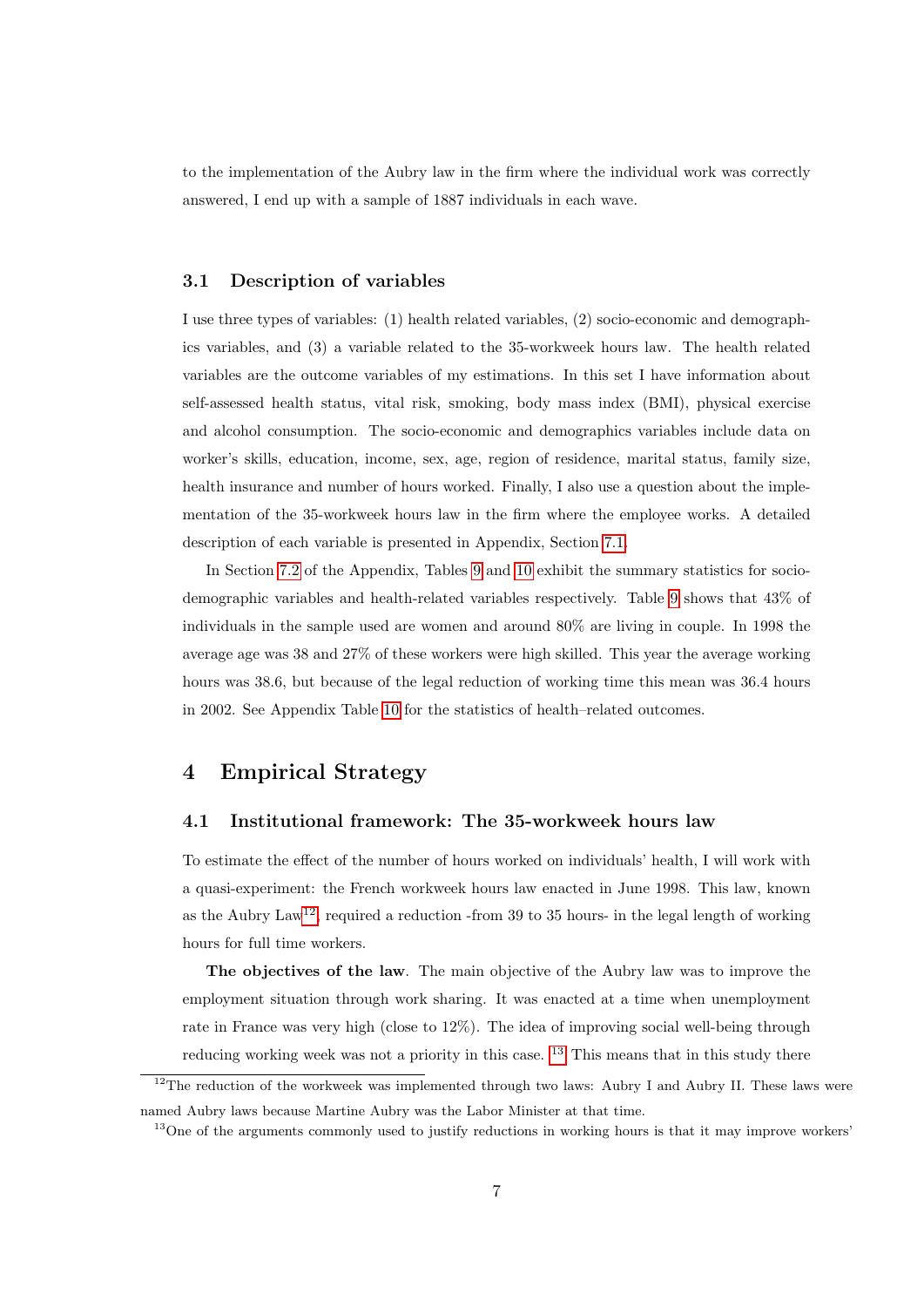to the implementation of the Aubry law in the firm where the individual work was correctly answered, I end up with a sample of 1887 individuals in each wave.

### 3.1 Description of variables

I use three types of variables: (1) health related variables, (2) socio-economic and demographics variables, and (3) a variable related to the 35-workweek hours law. The health related variables are the outcome variables of my estimations. In this set I have information about self-assessed health status, vital risk, smoking, body mass index (BMI), physical exercise and alcohol consumption. The socio-economic and demographics variables include data on worker's skills, education, income, sex, age, region of residence, marital status, family size, health insurance and number of hours worked. Finally, I also use a question about the implementation of the 35-workweek hours law in the firm where the employee works. A detailed description of each variable is presented in Appendix, Section 7.1.

In Section 7.2 of the Appendix, Tables 9 and 10 exhibit the summary statistics for socio-demographic variables and health-related variables respectively. Table 9 shows that 43% of individuals in the sample used are women and around 80% are living in couple. In 1998 the average age was 38 and 27% of these workers were high skilled. This year the average working hours was 38.6, but because of the legal reduction of working time this mean was 36.4 hours in 2002. See Appendix Table 10 for the statistics of health–related outcomes.

## 4 Empirical Strategy

### 4.1 Institutional framework: The 35-workweek hours law

To estimate the effect of the number of hours worked on individuals' health, I will work with a quasi-experiment: the French workweek hours law enacted in June 1998. This law, known as the Aubry Law[12], required a reduction -from 39 to 35 hours- in the legal length of working hours for full time workers.

**The objectives of the law**. The main objective of the Aubry law was to improve the employment situation through work sharing. It was enacted at a time when unemployment rate in France was very high (close to 12%). The idea of improving social well-being through reducing working week was not a priority in this case. [13] This means that in this study there

[12] The reduction of the workweek was implemented through two laws: Aubry I and Aubry II. These laws were named Aubry laws because Martine Aubry was the Labor Minister at that time.

[13] One of the arguments commonly used to justify reductions in working hours is that it may improve workers'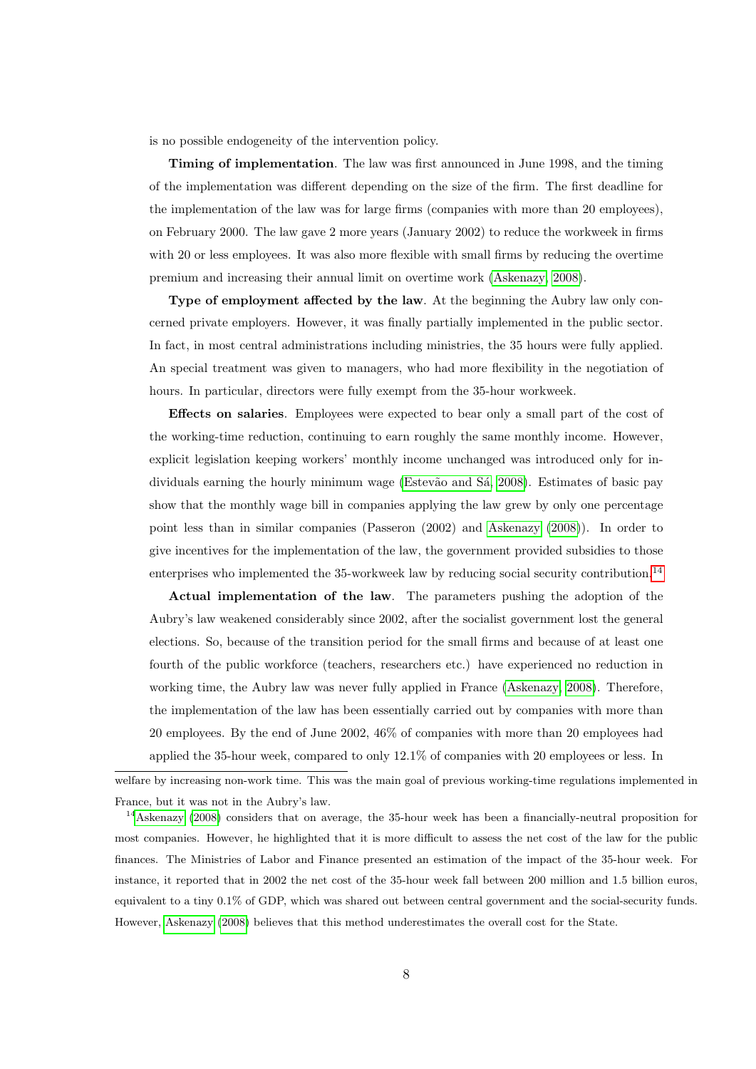is no possible endogeneity of the intervention policy.

**Timing of implementation**. The law was first announced in June 1998, and the timing of the implementation was different depending on the size of the firm. The first deadline for the implementation of the law was for large firms (companies with more than 20 employees), on February 2000. The law gave 2 more years (January 2002) to reduce the workweek in firms with 20 or less employees. It was also more flexible with small firms by reducing the overtime premium and increasing their annual limit on overtime work (Askenazy, 2008).

**Type of employment affected by the law**. At the beginning the Aubry law only concerned private employers. However, it was finally partially implemented in the public sector. In fact, in most central administrations including ministries, the 35 hours were fully applied. An special treatment was given to managers, who had more flexibility in the negotiation of hours. In particular, directors were fully exempt from the 35-hour workweek.

**Effects on salaries**. Employees were expected to bear only a small part of the cost of the working-time reduction, continuing to earn roughly the same monthly income. However, explicit legislation keeping workers' monthly income unchanged was introduced only for individuals earning the hourly minimum wage (Estevão and Sá, 2008). Estimates of basic pay show that the monthly wage bill in companies applying the law grew by only one percentage point less than in similar companies (Passeron (2002) and Askenazy (2008)). In order to give incentives for the implementation of the law, the government provided subsidies to those enterprises who implemented the 35-workweek law by reducing social security contribution.[14]

**Actual implementation of the law**. The parameters pushing the adoption of the Aubry's law weakened considerably since 2002, after the socialist government lost the general elections. So, because of the transition period for the small firms and because of at least one fourth of the public workforce (teachers, researchers etc.) have experienced no reduction in working time, the Aubry law was never fully applied in France (Askenazy, 2008). Therefore, the implementation of the law has been essentially carried out by companies with more than 20 employees. By the end of June 2002, 46% of companies with more than 20 employees had applied the 35-hour week, compared to only 12.1% of companies with 20 employees or less. In

---

welfare by increasing non-work time. This was the main goal of previous working-time regulations implemented in France, but it was not in the Aubry's law.

[14] Askenazy (2008) considers that on average, the 35-hour week has been a financially-neutral proposition for most companies. However, he highlighted that it is more difficult to assess the net cost of the law for the public finances. The Ministries of Labor and Finance presented an estimation of the impact of the 35-hour week. For instance, it reported that in 2002 the net cost of the 35-hour week fall between 200 million and 1.5 billion euros, equivalent to a tiny 0.1% of GDP, which was shared out between central government and the social-security funds. However, Askenazy (2008) believes that this method underestimates the overall cost for the State.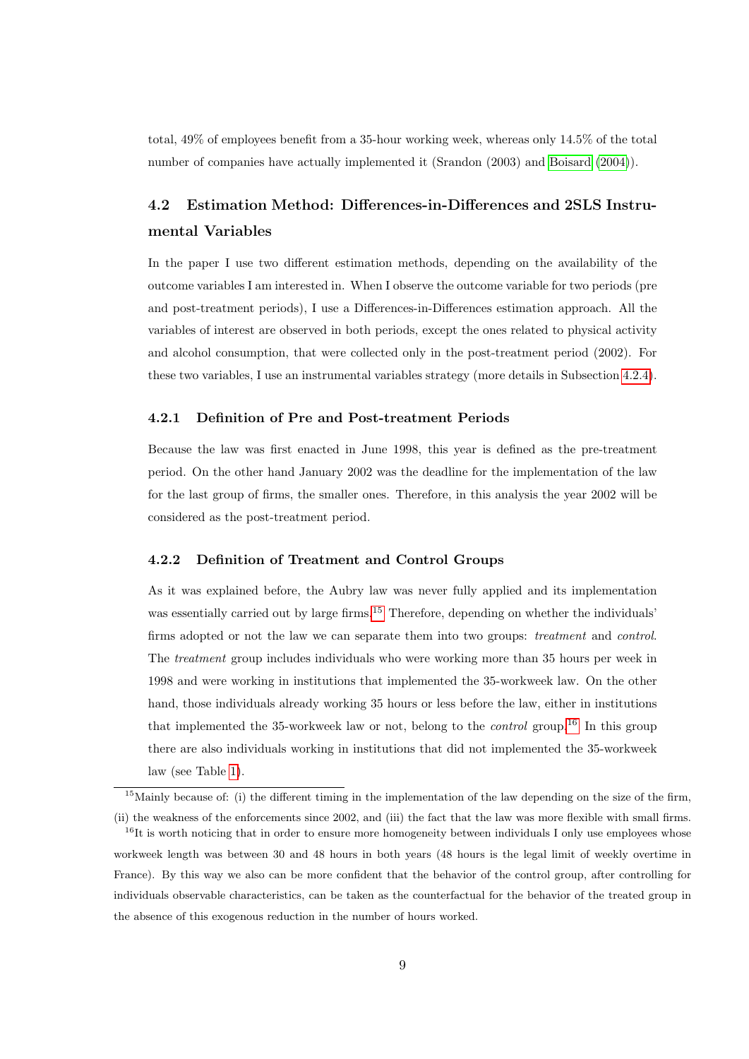total, 49% of employees benefit from a 35-hour working week, whereas only 14.5% of the total number of companies have actually implemented it (Srandon (2003) and Boisard (2004)).

## 4.2 Estimation Method: Differences-in-Differences and 2SLS Instrumental Variables

In the paper I use two different estimation methods, depending on the availability of the outcome variables I am interested in. When I observe the outcome variable for two periods (pre and post-treatment periods), I use a Differences-in-Differences estimation approach. All the variables of interest are observed in both periods, except the ones related to physical activity and alcohol consumption, that were collected only in the post-treatment period (2002). For these two variables, I use an instrumental variables strategy (more details in Subsection 4.2.4).

### 4.2.1 Definition of Pre and Post-treatment Periods

Because the law was first enacted in June 1998, this year is defined as the pre-treatment period. On the other hand January 2002 was the deadline for the implementation of the law for the last group of firms, the smaller ones. Therefore, in this analysis the year 2002 will be considered as the post-treatment period.

### 4.2.2 Definition of Treatment and Control Groups

As it was explained before, the Aubry law was never fully applied and its implementation was essentially carried out by large firms.[15] Therefore, depending on whether the individuals' firms adopted or not the law we can separate them into two groups: *treatment* and *control*. The *treatment* group includes individuals who were working more than 35 hours per week in 1998 and were working in institutions that implemented the 35-workweek law. On the other hand, those individuals already working 35 hours or less before the law, either in institutions that implemented the 35-workweek law or not, belong to the *control* group.[16] In this group there are also individuals working in institutions that did not implemented the 35-workweek law (see Table 1).

[15] Mainly because of: (i) the different timing in the implementation of the law depending on the size of the firm, (ii) the weakness of the enforcements since 2002, and (iii) the fact that the law was more flexible with small firms.

[16] It is worth noticing that in order to ensure more homogeneity between individuals I only use employees whose workweek length was between 30 and 48 hours in both years (48 hours is the legal limit of weekly overtime in France). By this way we also can be more confident that the behavior of the control group, after controlling for individuals observable characteristics, can be taken as the counterfactual for the behavior of the treated group in the absence of this exogenous reduction in the number of hours worked.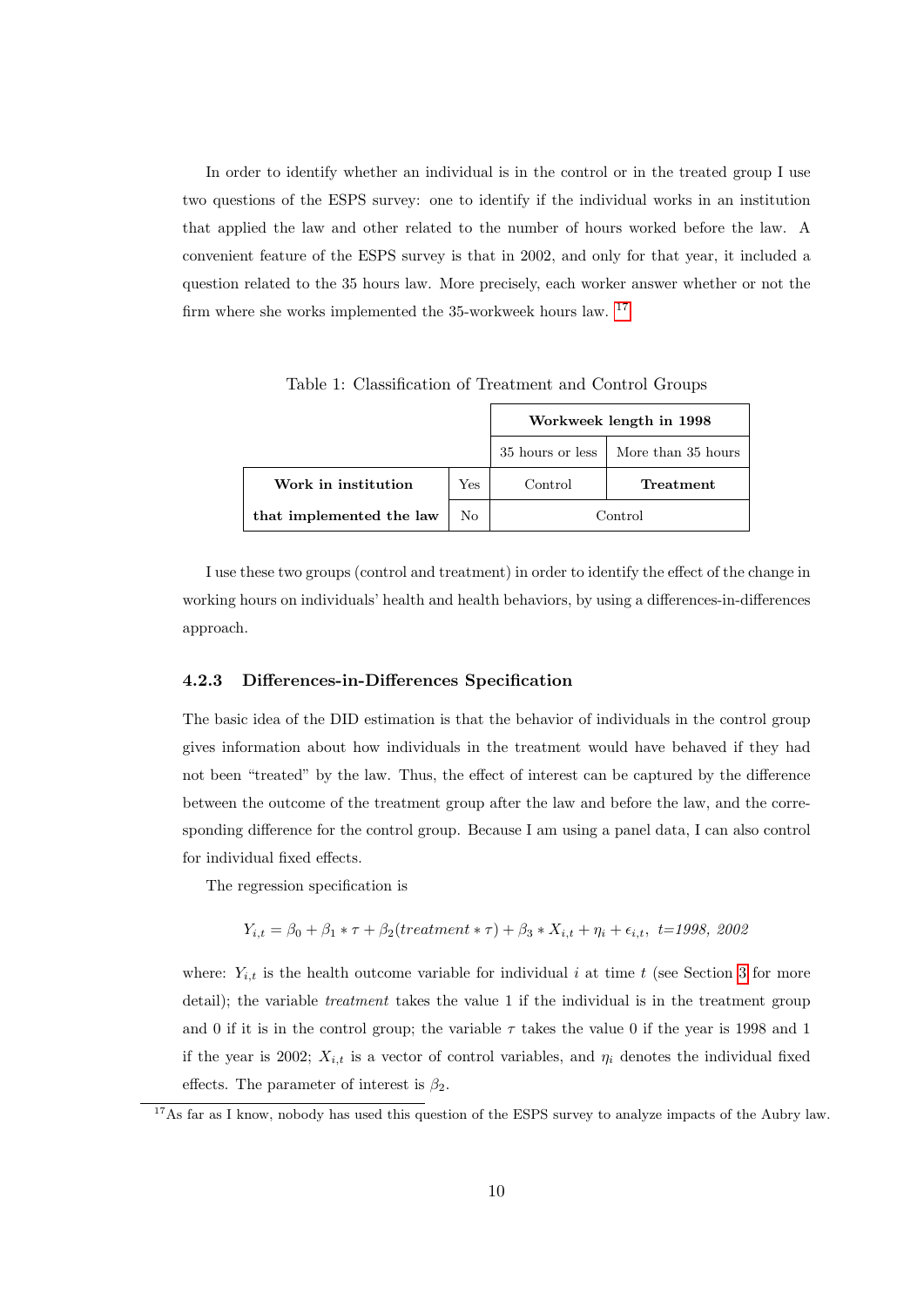In order to identify whether an individual is in the control or in the treated group I use two questions of the ESPS survey: one to identify if the individual works in an institution that applied the law and other related to the number of hours worked before the law. A convenient feature of the ESPS survey is that in 2002, and only for that year, it included a question related to the 35 hours law. More precisely, each worker answer whether or not the firm where she works implemented the 35-workweek hours law. [17]

Table 1: Classification of Treatment and Control Groups

| | | **Workweek length in 1998** | |
|---|---|---|---|
| | | 35 hours or less | More than 35 hours |
| **Work in institution** | Yes | Control | **Treatment** |
| **that implemented the law** | No | Control | |

I use these two groups (control and treatment) in order to identify the effect of the change in working hours on individuals' health and health behaviors, by using a differences-in-differences approach.

### 4.2.3 Differences-in-Differences Specification

The basic idea of the DID estimation is that the behavior of individuals in the control group gives information about how individuals in the treatment would have behaved if they had not been "treated" by the law. Thus, the effect of interest can be captured by the difference between the outcome of the treatment group after the law and before the law, and the corresponding difference for the control group. Because I am using a panel data, I can also control for individual fixed effects.

The regression specification is

$$Y_{i,t} = \beta_0 + \beta_1 * \tau + \beta_2(treatment * \tau) + \beta_3 * X_{i,t} + \eta_i + \epsilon_{i,t}, \ \ t{=}1998,\ 2002$$

where: $Y_{i,t}$ is the health outcome variable for individual $i$ at time $t$ (see Section 3 for more detail); the variable *treatment* takes the value 1 if the individual is in the treatment group and 0 if it is in the control group; the variable $\tau$ takes the value 0 if the year is 1998 and 1 if the year is 2002; $X_{i,t}$ is a vector of control variables, and $\eta_i$ denotes the individual fixed effects. The parameter of interest is $\beta_2$.

[17] As far as I know, nobody has used this question of the ESPS survey to analyze impacts of the Aubry law.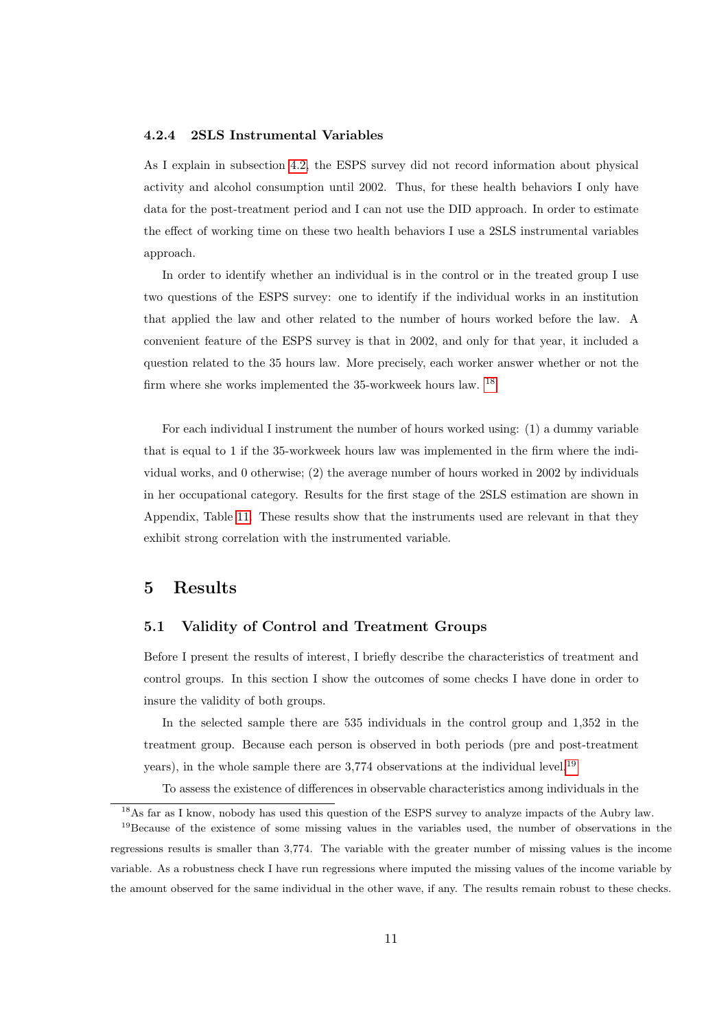#### 4.2.4 2SLS Instrumental Variables

As I explain in subsection 4.2, the ESPS survey did not record information about physical activity and alcohol consumption until 2002. Thus, for these health behaviors I only have data for the post-treatment period and I can not use the DID approach. In order to estimate the effect of working time on these two health behaviors I use a 2SLS instrumental variables approach.

In order to identify whether an individual is in the control or in the treated group I use two questions of the ESPS survey: one to identify if the individual works in an institution that applied the law and other related to the number of hours worked before the law. A convenient feature of the ESPS survey is that in 2002, and only for that year, it included a question related to the 35 hours law. More precisely, each worker answer whether or not the firm where she works implemented the 35-workweek hours law. [18]

For each individual I instrument the number of hours worked using: (1) a dummy variable that is equal to 1 if the 35-workweek hours law was implemented in the firm where the individual works, and 0 otherwise; (2) the average number of hours worked in 2002 by individuals in her occupational category. Results for the first stage of the 2SLS estimation are shown in Appendix, Table 11. These results show that the instruments used are relevant in that they exhibit strong correlation with the instrumented variable.

## 5 Results

### 5.1 Validity of Control and Treatment Groups

Before I present the results of interest, I briefly describe the characteristics of treatment and control groups. In this section I show the outcomes of some checks I have done in order to insure the validity of both groups.

In the selected sample there are 535 individuals in the control group and 1,352 in the treatment group. Because each person is observed in both periods (pre and post-treatment years), in the whole sample there are 3,774 observations at the individual level.[19]

To assess the existence of differences in observable characteristics among individuals in the

---

[18] As far as I know, nobody has used this question of the ESPS survey to analyze impacts of the Aubry law.

[19] Because of the existence of some missing values in the variables used, the number of observations in the regressions results is smaller than 3,774. The variable with the greater number of missing values is the income variable. As a robustness check I have run regressions where imputed the missing values of the income variable by the amount observed for the same individual in the other wave, if any. The results remain robust to these checks.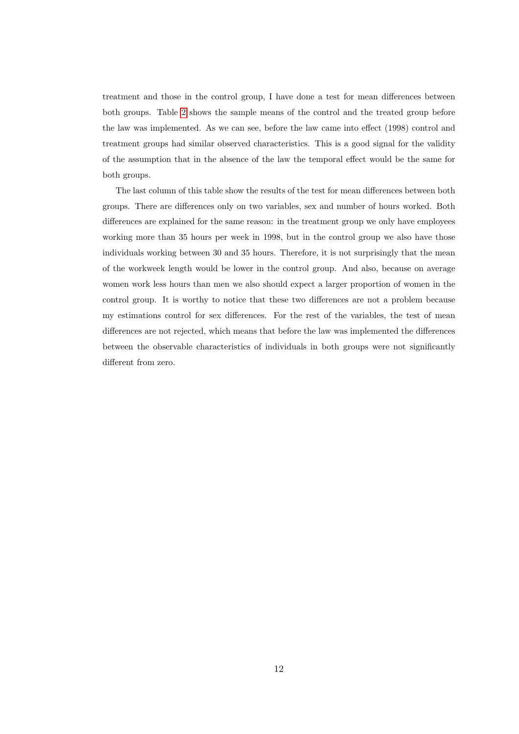treatment and those in the control group, I have done a test for mean differences between both groups. Table 2 shows the sample means of the control and the treated group before the law was implemented. As we can see, before the law came into effect (1998) control and treatment groups had similar observed characteristics. This is a good signal for the validity of the assumption that in the absence of the law the temporal effect would be the same for both groups.

The last column of this table show the results of the test for mean differences between both groups. There are differences only on two variables, sex and number of hours worked. Both differences are explained for the same reason: in the treatment group we only have employees working more than 35 hours per week in 1998, but in the control group we also have those individuals working between 30 and 35 hours. Therefore, it is not surprisingly that the mean of the workweek length would be lower in the control group. And also, because on average women work less hours than men we also should expect a larger proportion of women in the control group. It is worthy to notice that these two differences are not a problem because my estimations control for sex differences. For the rest of the variables, the test of mean differences are not rejected, which means that before the law was implemented the differences between the observable characteristics of individuals in both groups were not significantly different from zero.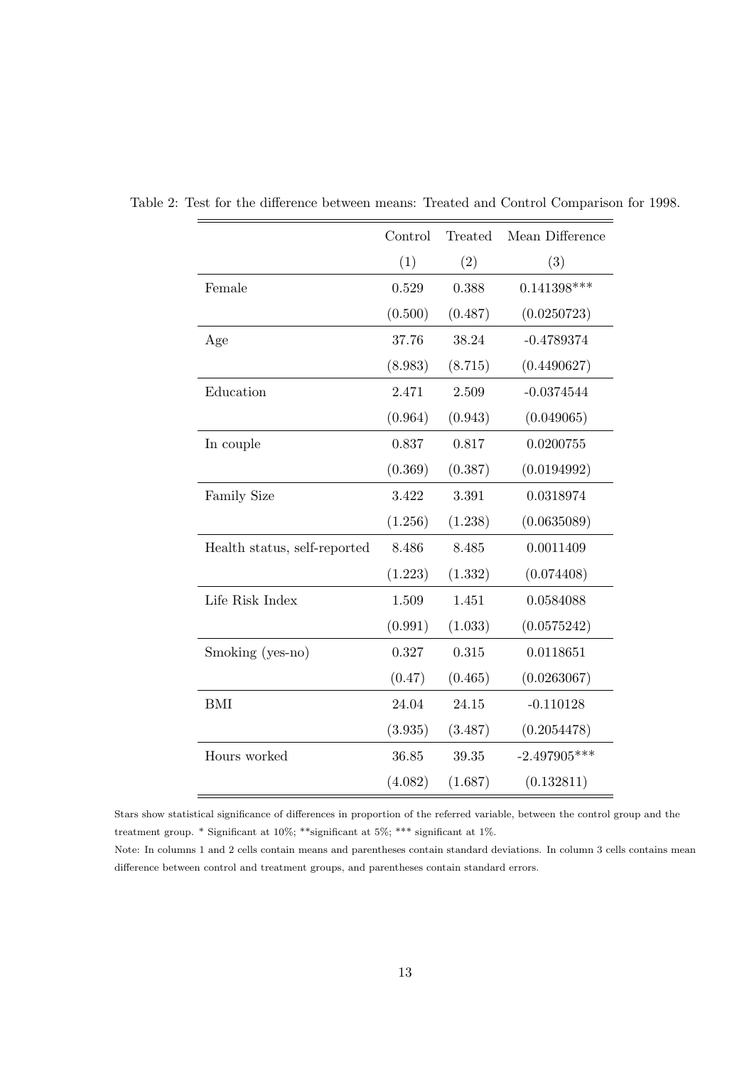Table 2: Test for the difference between means: Treated and Control Comparison for 1998.

| | Control | Treated | Mean Difference |
|---|---|---|---|
| | (1) | (2) | (3) |
| Female | 0.529 | 0.388 | 0.141398*** |
| | (0.500) | (0.487) | (0.0250723) |
| Age | 37.76 | 38.24 | -0.4789374 |
| | (8.983) | (8.715) | (0.4490627) |
| Education | 2.471 | 2.509 | -0.0374544 |
| | (0.964) | (0.943) | (0.049065) |
| In couple | 0.837 | 0.817 | 0.0200755 |
| | (0.369) | (0.387) | (0.0194992) |
| Family Size | 3.422 | 3.391 | 0.0318974 |
| | (1.256) | (1.238) | (0.0635089) |
| Health status, self-reported | 8.486 | 8.485 | 0.0011409 |
| | (1.223) | (1.332) | (0.074408) |
| Life Risk Index | 1.509 | 1.451 | 0.0584088 |
| | (0.991) | (1.033) | (0.0575242) |
| Smoking (yes-no) | 0.327 | 0.315 | 0.0118651 |
| | (0.47) | (0.465) | (0.0263067) |
| BMI | 24.04 | 24.15 | -0.110128 |
| | (3.935) | (3.487) | (0.2054478) |
| Hours worked | 36.85 | 39.35 | -2.497905*** |
| | (4.082) | (1.687) | (0.132811) |

Stars show statistical significance of differences in proportion of the referred variable, between the control group and the treatment group. * Significant at 10%; **significant at 5%; *** significant at 1%.

Note: In columns 1 and 2 cells contain means and parentheses contain standard deviations. In column 3 cells contains mean difference between control and treatment groups, and parentheses contain standard errors.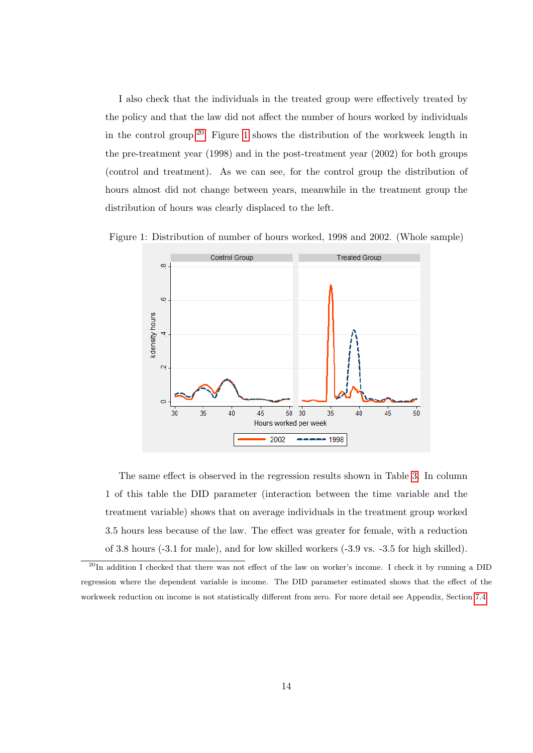I also check that the individuals in the treated group were effectively treated by the policy and that the law did not affect the number of hours worked by individuals in the control group.[20] Figure 1 shows the distribution of the workweek length in the pre-treatment year (1998) and in the post-treatment year (2002) for both groups (control and treatment). As we can see, for the control group the distribution of hours almost did not change between years, meanwhile in the treatment group the distribution of hours was clearly displaced to the left.

Figure 1: Distribution of number of hours worked, 1998 and 2002. (Whole sample)

The same effect is observed in the regression results shown in Table 3. In column 1 of this table the DID parameter (interaction between the time variable and the treatment variable) shows that on average individuals in the treatment group worked 3.5 hours less because of the law. The effect was greater for female, with a reduction of 3.8 hours (-3.1 for male), and for low skilled workers (-3.9 vs. -3.5 for high skilled).

[20] In addition I checked that there was not effect of the law on worker's income. I check it by running a DID regression where the dependent variable is income. The DID parameter estimated shows that the effect of the workweek reduction on income is not statistically different from zero. For more detail see Appendix, Section 7.4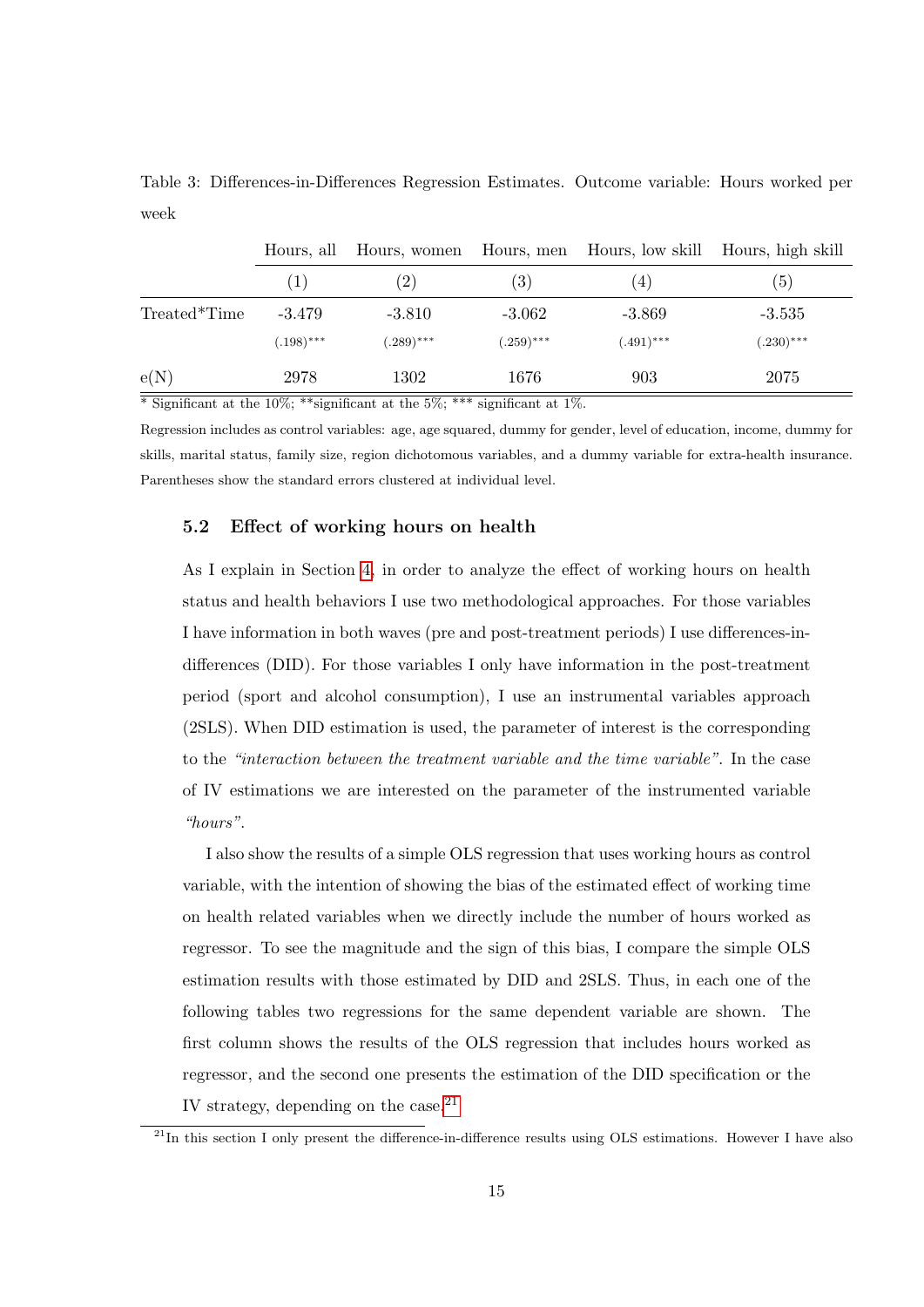Table 3: Differences-in-Differences Regression Estimates. Outcome variable: Hours worked per week

| | Hours, all | Hours, women | Hours, men | Hours, low skill | Hours, high skill |
|---|---|---|---|---|---|
| | (1) | (2) | (3) | (4) | (5) |
| Treated*Time | -3.479 | -3.810 | -3.062 | -3.869 | -3.535 |
| | (.198)*** | (.289)*** | (.259)*** | (.491)*** | (.230)*** |
| e(N) | 2978 | 1302 | 1676 | 903 | 2075 |

* Significant at the 10%; **significant at the 5%; *** significant at 1%.

Regression includes as control variables: age, age squared, dummy for gender, level of education, income, dummy for skills, marital status, family size, region dichotomous variables, and a dummy variable for extra-health insurance. Parentheses show the standard errors clustered at individual level.

### 5.2 Effect of working hours on health

As I explain in Section 4, in order to analyze the effect of working hours on health status and health behaviors I use two methodological approaches. For those variables I have information in both waves (pre and post-treatment periods) I use differences-in-differences (DID). For those variables I only have information in the post-treatment period (sport and alcohol consumption), I use an instrumental variables approach (2SLS). When DID estimation is used, the parameter of interest is the corresponding to the *"interaction between the treatment variable and the time variable"*. In the case of IV estimations we are interested on the parameter of the instrumented variable *"hours"*.

I also show the results of a simple OLS regression that uses working hours as control variable, with the intention of showing the bias of the estimated effect of working time on health related variables when we directly include the number of hours worked as regressor. To see the magnitude and the sign of this bias, I compare the simple OLS estimation results with those estimated by DID and 2SLS. Thus, in each one of the following tables two regressions for the same dependent variable are shown. The first column shows the results of the OLS regression that includes hours worked as regressor, and the second one presents the estimation of the DID specification or the IV strategy, depending on the case.[21]

[21]In this section I only present the difference-in-difference results using OLS estimations. However I have also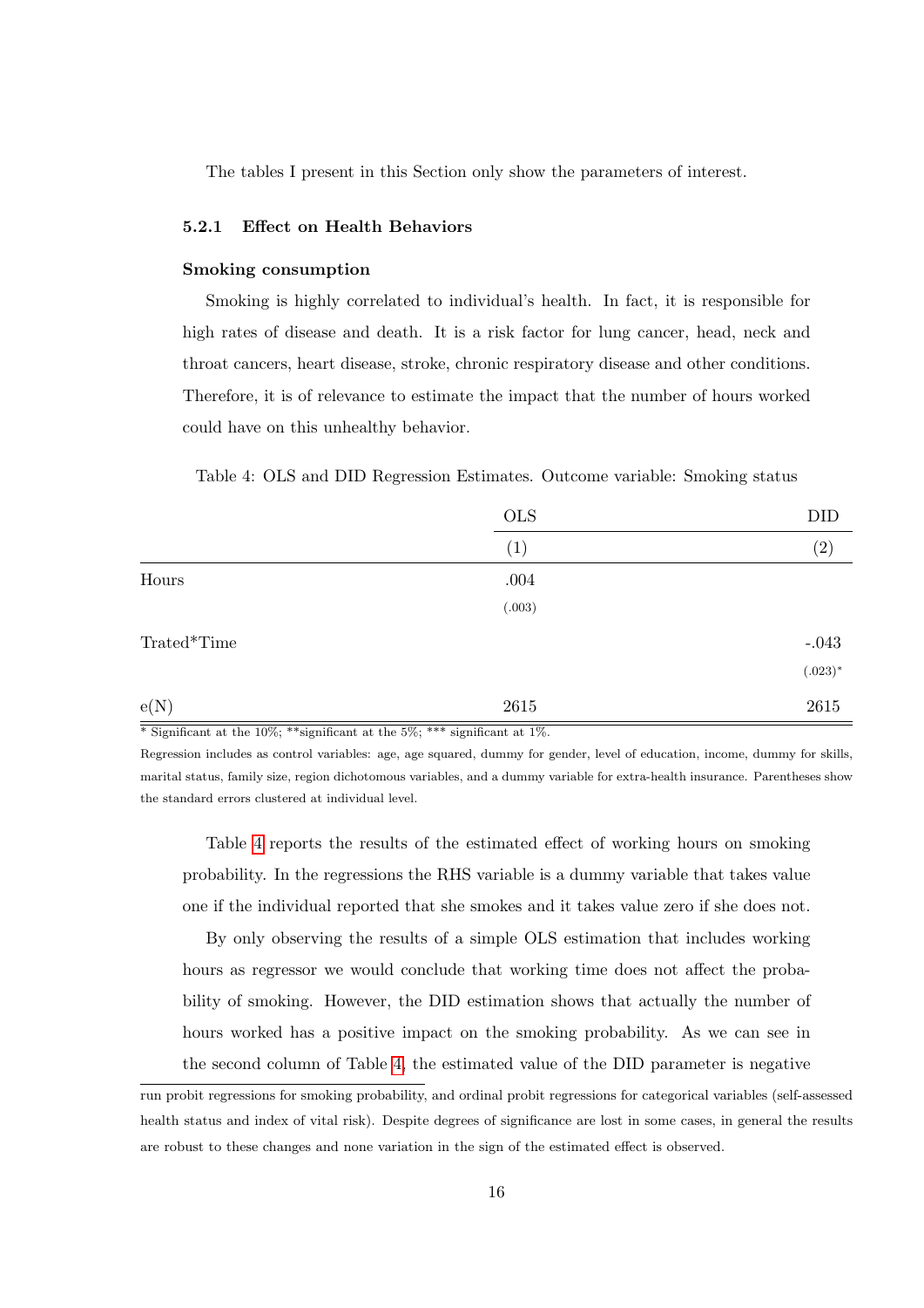The tables I present in this Section only show the parameters of interest.

#### 5.2.1 Effect on Health Behaviors

**Smoking consumption**

Smoking is highly correlated to individual's health. In fact, it is responsible for high rates of disease and death. It is a risk factor for lung cancer, head, neck and throat cancers, heart disease, stroke, chronic respiratory disease and other conditions. Therefore, it is of relevance to estimate the impact that the number of hours worked could have on this unhealthy behavior.

Table 4: OLS and DID Regression Estimates. Outcome variable: Smoking status

| | OLS | DID |
|---|---|---|
| | (1) | (2) |
| Hours | .004 | |
| | (.003) | |
| Trated*Time | | -.043 |
| | | (.023)* |
| e(N) | 2615 | 2615 |

* Significant at the 10%; **significant at the 5%; *** significant at 1%.

Regression includes as control variables: age, age squared, dummy for gender, level of education, income, dummy for skills, marital status, family size, region dichotomous variables, and a dummy variable for extra-health insurance. Parentheses show the standard errors clustered at individual level.

Table 4 reports the results of the estimated effect of working hours on smoking probability. In the regressions the RHS variable is a dummy variable that takes value one if the individual reported that she smokes and it takes value zero if she does not.

By only observing the results of a simple OLS estimation that includes working hours as regressor we would conclude that working time does not affect the probability of smoking. However, the DID estimation shows that actually the number of hours worked has a positive impact on the smoking probability. As we can see in the second column of Table 4, the estimated value of the DID parameter is negative

run probit regressions for smoking probability, and ordinal probit regressions for categorical variables (self-assessed health status and index of vital risk). Despite degrees of significance are lost in some cases, in general the results are robust to these changes and none variation in the sign of the estimated effect is observed.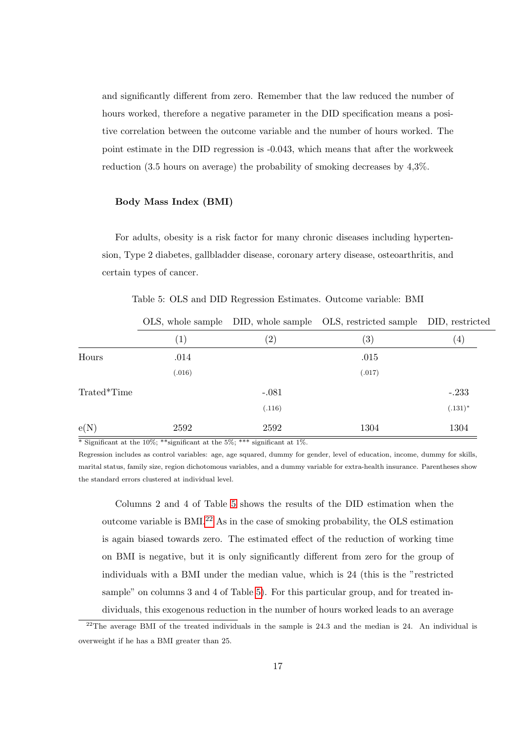and significantly different from zero. Remember that the law reduced the number of hours worked, therefore a negative parameter in the DID specification means a positive correlation between the outcome variable and the number of hours worked. The point estimate in the DID regression is -0.043, which means that after the workweek reduction (3.5 hours on average) the probability of smoking decreases by 4,3%.

**Body Mass Index (BMI)**

For adults, obesity is a risk factor for many chronic diseases including hypertension, Type 2 diabetes, gallbladder disease, coronary artery disease, osteoarthritis, and certain types of cancer.

Table 5: OLS and DID Regression Estimates. Outcome variable: BMI

| | OLS, whole sample | DID, whole sample | OLS, restricted sample | DID, restricted |
|---|---|---|---|---|
| | (1) | (2) | (3) | (4) |
| Hours | .014 | | .015 | |
| | (.016) | | (.017) | |
| Trated*Time | | -.081 | | -.233 |
| | | (.116) | | (.131)* |
| e(N) | 2592 | 2592 | 1304 | 1304 |

\* Significant at the 10%; **significant at the 5%; *** significant at 1%.

Regression includes as control variables: age, age squared, dummy for gender, level of education, income, dummy for skills, marital status, family size, region dichotomous variables, and a dummy variable for extra-health insurance. Parentheses show the standard errors clustered at individual level.

Columns 2 and 4 of Table 5 shows the results of the DID estimation when the outcome variable is BMI.[22] As in the case of smoking probability, the OLS estimation is again biased towards zero. The estimated effect of the reduction of working time on BMI is negative, but it is only significantly different from zero for the group of individuals with a BMI under the median value, which is 24 (this is the "restricted sample" on columns 3 and 4 of Table 5). For this particular group, and for treated individuals, this exogenous reduction in the number of hours worked leads to an average

[22] The average BMI of the treated individuals in the sample is 24.3 and the median is 24. An individual is overweight if he has a BMI greater than 25.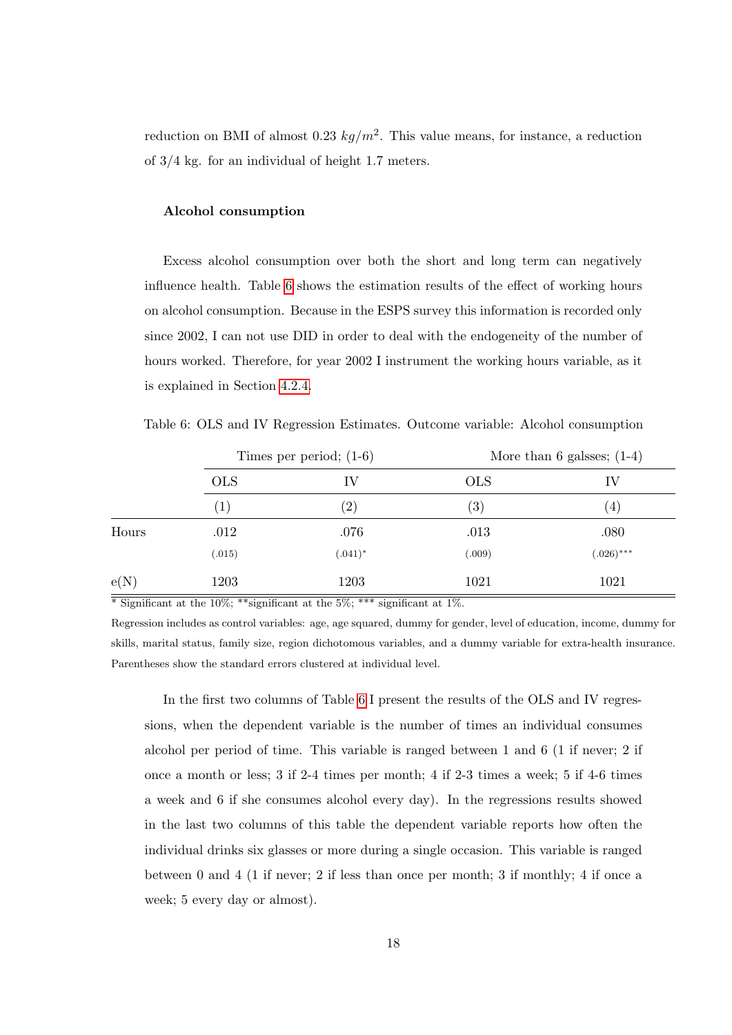reduction on BMI of almost 0.23 $kg/m^2$. This value means, for instance, a reduction of 3/4 kg. for an individual of height 1.7 meters.

#### Alcohol consumption

Excess alcohol consumption over both the short and long term can negatively influence health. Table 6 shows the estimation results of the effect of working hours on alcohol consumption. Because in the ESPS survey this information is recorded only since 2002, I can not use DID in order to deal with the endogeneity of the number of hours worked. Therefore, for year 2002 I instrument the working hours variable, as it is explained in Section 4.2.4.

Table 6: OLS and IV Regression Estimates. Outcome variable: Alcohol consumption

| | Times per period; (1-6) | | More than 6 galsses; (1-4) | |
|---|---|---|---|---|
| | OLS | IV | OLS | IV |
| | (1) | (2) | (3) | (4) |
| Hours | .012 | .076 | .013 | .080 |
| | (.015) | (.041)* | (.009) | (.026)*** |
| e(N) | 1203 | 1203 | 1021 | 1021 |

* Significant at the 10%; **significant at the 5%; *** significant at 1%.

Regression includes as control variables: age, age squared, dummy for gender, level of education, income, dummy for skills, marital status, family size, region dichotomous variables, and a dummy variable for extra-health insurance. Parentheses show the standard errors clustered at individual level.

In the first two columns of Table 6 I present the results of the OLS and IV regressions, when the dependent variable is the number of times an individual consumes alcohol per period of time. This variable is ranged between 1 and 6 (1 if never; 2 if once a month or less; 3 if 2-4 times per month; 4 if 2-3 times a week; 5 if 4-6 times a week and 6 if she consumes alcohol every day). In the regressions results showed in the last two columns of this table the dependent variable reports how often the individual drinks six glasses or more during a single occasion. This variable is ranged between 0 and 4 (1 if never; 2 if less than once per month; 3 if monthly; 4 if once a week; 5 every day or almost).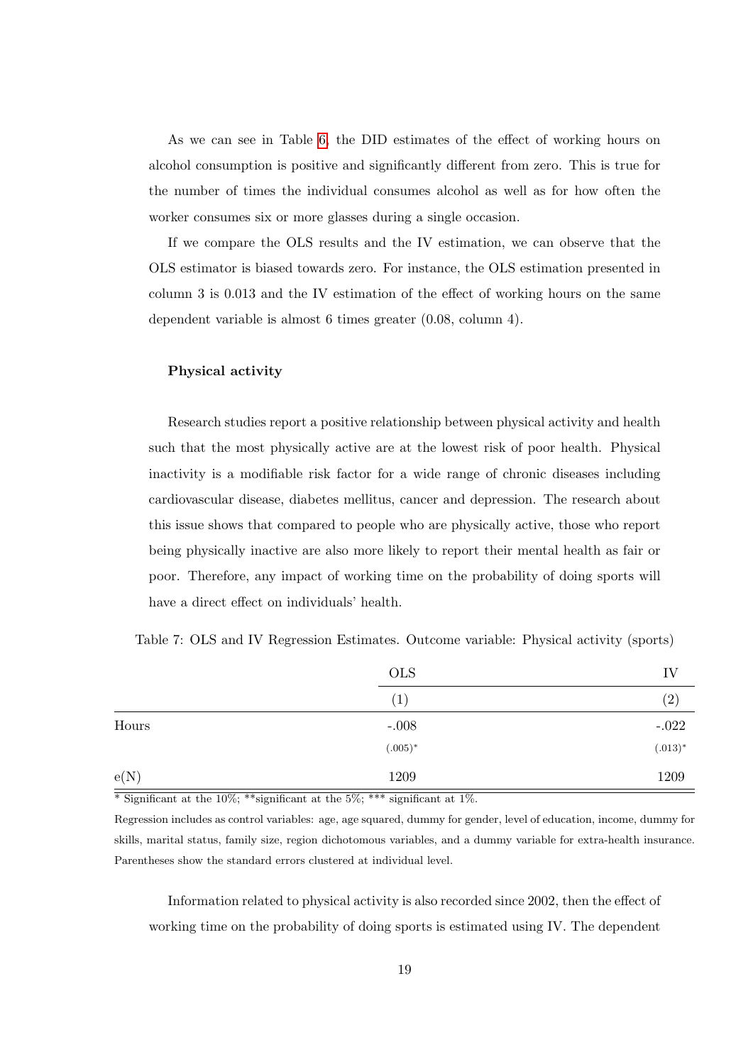As we can see in Table 6, the DID estimates of the effect of working hours on alcohol consumption is positive and significantly different from zero. This is true for the number of times the individual consumes alcohol as well as for how often the worker consumes six or more glasses during a single occasion.

If we compare the OLS results and the IV estimation, we can observe that the OLS estimator is biased towards zero. For instance, the OLS estimation presented in column 3 is 0.013 and the IV estimation of the effect of working hours on the same dependent variable is almost 6 times greater (0.08, column 4).

**Physical activity**

Research studies report a positive relationship between physical activity and health such that the most physically active are at the lowest risk of poor health. Physical inactivity is a modifiable risk factor for a wide range of chronic diseases including cardiovascular disease, diabetes mellitus, cancer and depression. The research about this issue shows that compared to people who are physically active, those who report being physically inactive are also more likely to report their mental health as fair or poor. Therefore, any impact of working time on the probability of doing sports will have a direct effect on individuals' health.

Table 7: OLS and IV Regression Estimates. Outcome variable: Physical activity (sports)

| | OLS | IV |
|---|---|---|
| | (1) | (2) |
| Hours | -.008 | -.022 |
| | (.005)* | (.013)* |
| e(N) | 1209 | 1209 |

* Significant at the 10%; **significant at the 5%; *** significant at 1%.

Regression includes as control variables: age, age squared, dummy for gender, level of education, income, dummy for skills, marital status, family size, region dichotomous variables, and a dummy variable for extra-health insurance. Parentheses show the standard errors clustered at individual level.

Information related to physical activity is also recorded since 2002, then the effect of working time on the probability of doing sports is estimated using IV. The dependent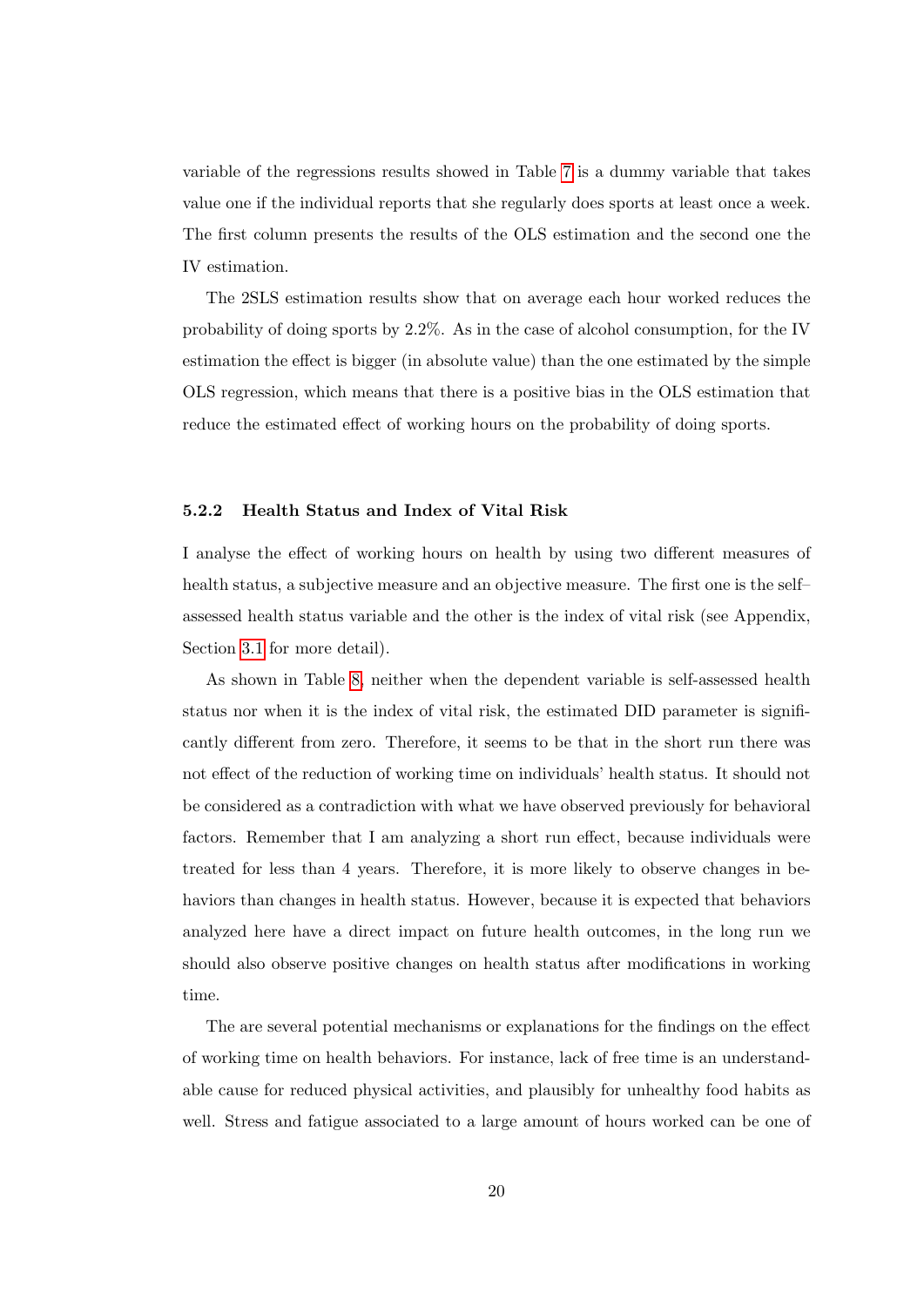variable of the regressions results showed in Table 7 is a dummy variable that takes value one if the individual reports that she regularly does sports at least once a week. The first column presents the results of the OLS estimation and the second one the IV estimation.

The 2SLS estimation results show that on average each hour worked reduces the probability of doing sports by 2.2%. As in the case of alcohol consumption, for the IV estimation the effect is bigger (in absolute value) than the one estimated by the simple OLS regression, which means that there is a positive bias in the OLS estimation that reduce the estimated effect of working hours on the probability of doing sports.

#### 5.2.2 Health Status and Index of Vital Risk

I analyse the effect of working hours on health by using two different measures of health status, a subjective measure and an objective measure. The first one is the self–assessed health status variable and the other is the index of vital risk (see Appendix, Section 3.1 for more detail).

As shown in Table 8, neither when the dependent variable is self-assessed health status nor when it is the index of vital risk, the estimated DID parameter is significantly different from zero. Therefore, it seems to be that in the short run there was not effect of the reduction of working time on individuals' health status. It should not be considered as a contradiction with what we have observed previously for behavioral factors. Remember that I am analyzing a short run effect, because individuals were treated for less than 4 years. Therefore, it is more likely to observe changes in behaviors than changes in health status. However, because it is expected that behaviors analyzed here have a direct impact on future health outcomes, in the long run we should also observe positive changes on health status after modifications in working time.

The are several potential mechanisms or explanations for the findings on the effect of working time on health behaviors. For instance, lack of free time is an understandable cause for reduced physical activities, and plausibly for unhealthy food habits as well. Stress and fatigue associated to a large amount of hours worked can be one of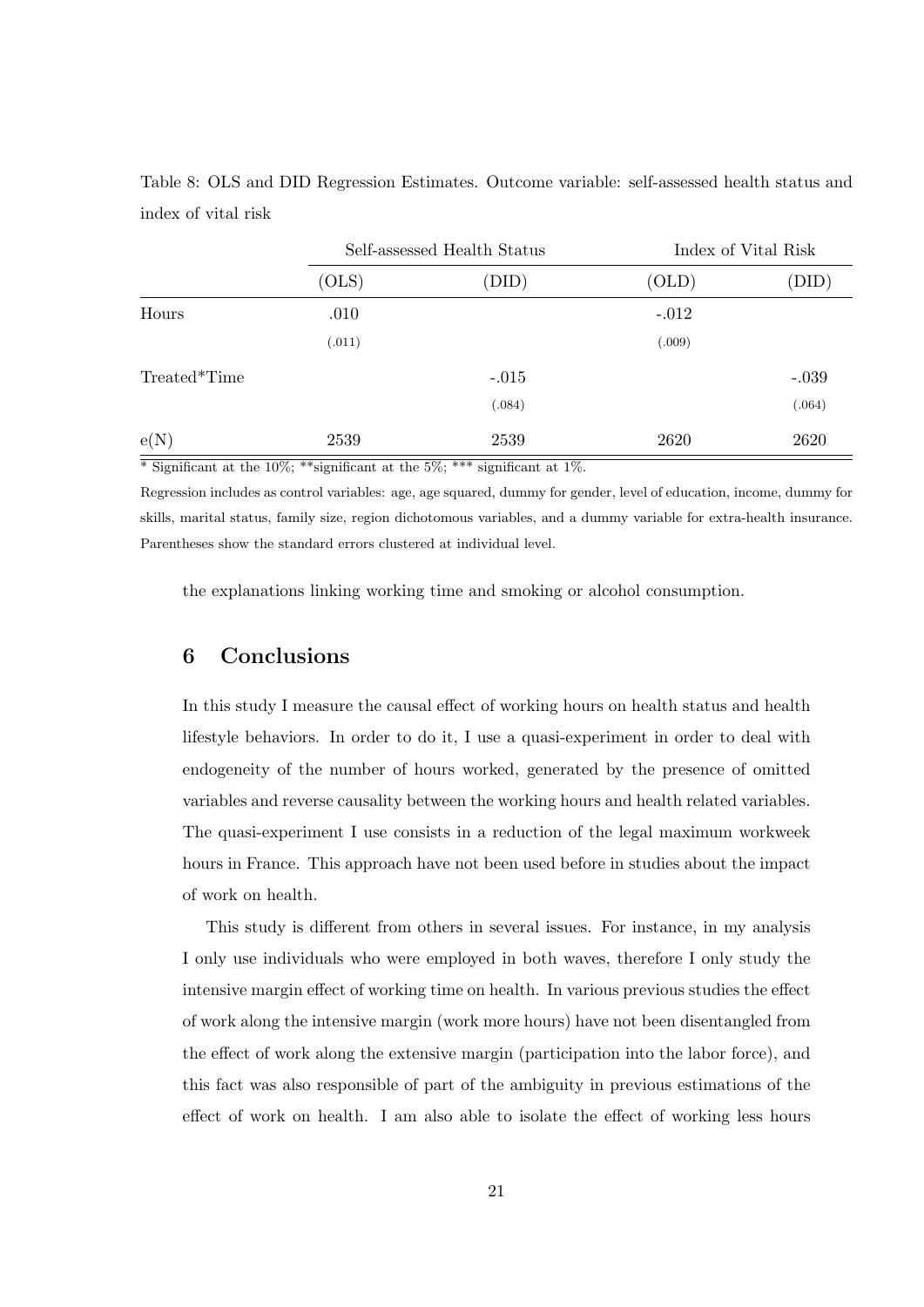Table 8: OLS and DID Regression Estimates. Outcome variable: self-assessed health status and index of vital risk

| | Self-assessed Health Status | | Index of Vital Risk | |
|---|---|---|---|---|
| | (OLS) | (DID) | (OLD) | (DID) |
| Hours | .010 | | -.012 | |
| | (.011) | | (.009) | |
| Treated*Time | | -.015 | | -.039 |
| | | (.084) | | (.064) |
| e(N) | 2539 | 2539 | 2620 | 2620 |

* Significant at the 10%; **significant at the 5%; *** significant at 1%.

Regression includes as control variables: age, age squared, dummy for gender, level of education, income, dummy for skills, marital status, family size, region dichotomous variables, and a dummy variable for extra-health insurance. Parentheses show the standard errors clustered at individual level.

the explanations linking working time and smoking or alcohol consumption.

## 6 Conclusions

In this study I measure the causal effect of working hours on health status and health lifestyle behaviors. In order to do it, I use a quasi-experiment in order to deal with endogeneity of the number of hours worked, generated by the presence of omitted variables and reverse causality between the working hours and health related variables. The quasi-experiment I use consists in a reduction of the legal maximum workweek hours in France. This approach have not been used before in studies about the impact of work on health.

This study is different from others in several issues. For instance, in my analysis I only use individuals who were employed in both waves, therefore I only study the intensive margin effect of working time on health. In various previous studies the effect of work along the intensive margin (work more hours) have not been disentangled from the effect of work along the extensive margin (participation into the labor force), and this fact was also responsible of part of the ambiguity in previous estimations of the effect of work on health. I am also able to isolate the effect of working less hours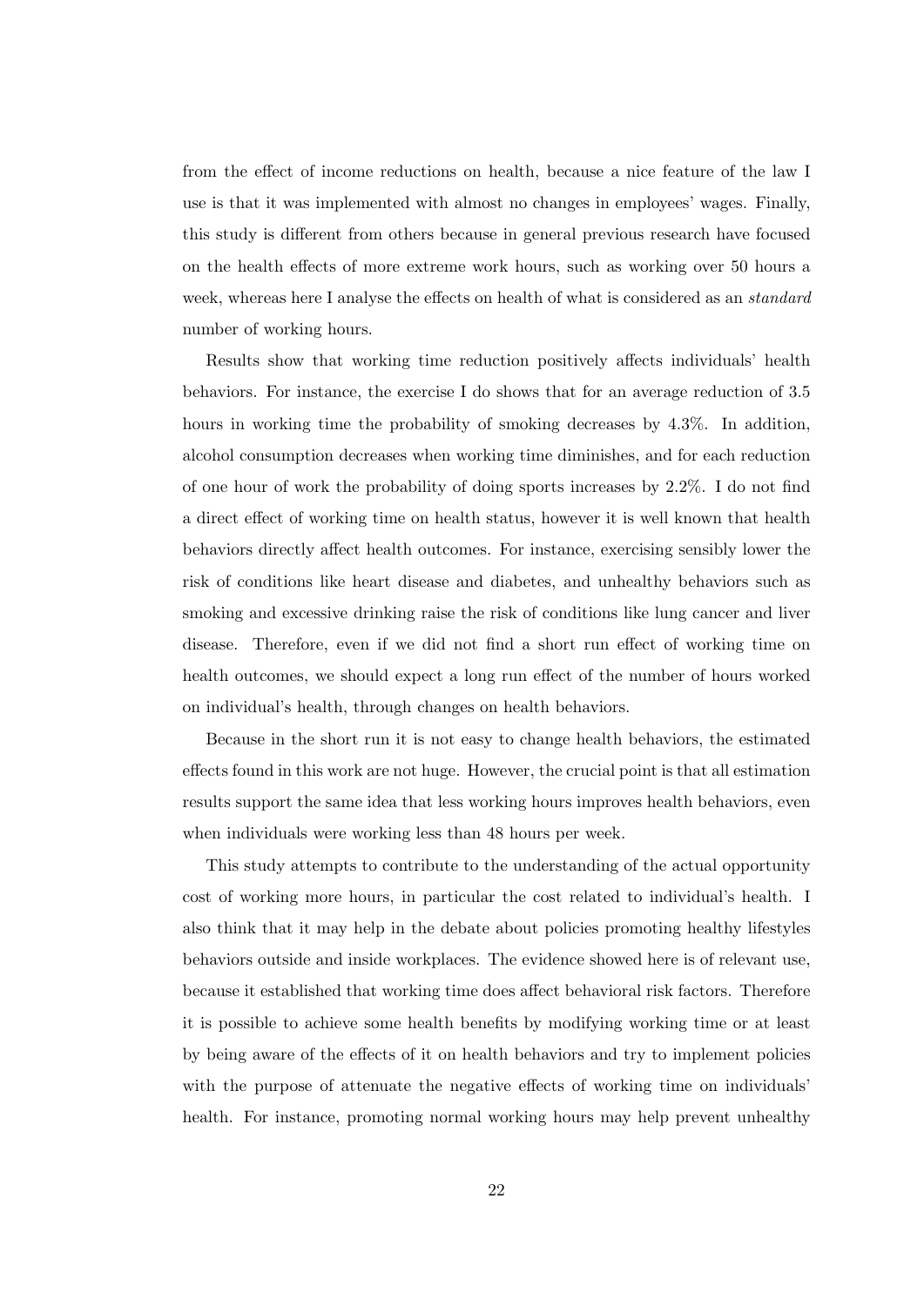from the effect of income reductions on health, because a nice feature of the law I use is that it was implemented with almost no changes in employees' wages. Finally, this study is different from others because in general previous research have focused on the health effects of more extreme work hours, such as working over 50 hours a week, whereas here I analyse the effects on health of what is considered as an *standard* number of working hours.

Results show that working time reduction positively affects individuals' health behaviors. For instance, the exercise I do shows that for an average reduction of 3.5 hours in working time the probability of smoking decreases by 4.3%. In addition, alcohol consumption decreases when working time diminishes, and for each reduction of one hour of work the probability of doing sports increases by 2.2%. I do not find a direct effect of working time on health status, however it is well known that health behaviors directly affect health outcomes. For instance, exercising sensibly lower the risk of conditions like heart disease and diabetes, and unhealthy behaviors such as smoking and excessive drinking raise the risk of conditions like lung cancer and liver disease. Therefore, even if we did not find a short run effect of working time on health outcomes, we should expect a long run effect of the number of hours worked on individual's health, through changes on health behaviors.

Because in the short run it is not easy to change health behaviors, the estimated effects found in this work are not huge. However, the crucial point is that all estimation results support the same idea that less working hours improves health behaviors, even when individuals were working less than 48 hours per week.

This study attempts to contribute to the understanding of the actual opportunity cost of working more hours, in particular the cost related to individual's health. I also think that it may help in the debate about policies promoting healthy lifestyles behaviors outside and inside workplaces. The evidence showed here is of relevant use, because it established that working time does affect behavioral risk factors. Therefore it is possible to achieve some health benefits by modifying working time or at least by being aware of the effects of it on health behaviors and try to implement policies with the purpose of attenuate the negative effects of working time on individuals' health. For instance, promoting normal working hours may help prevent unhealthy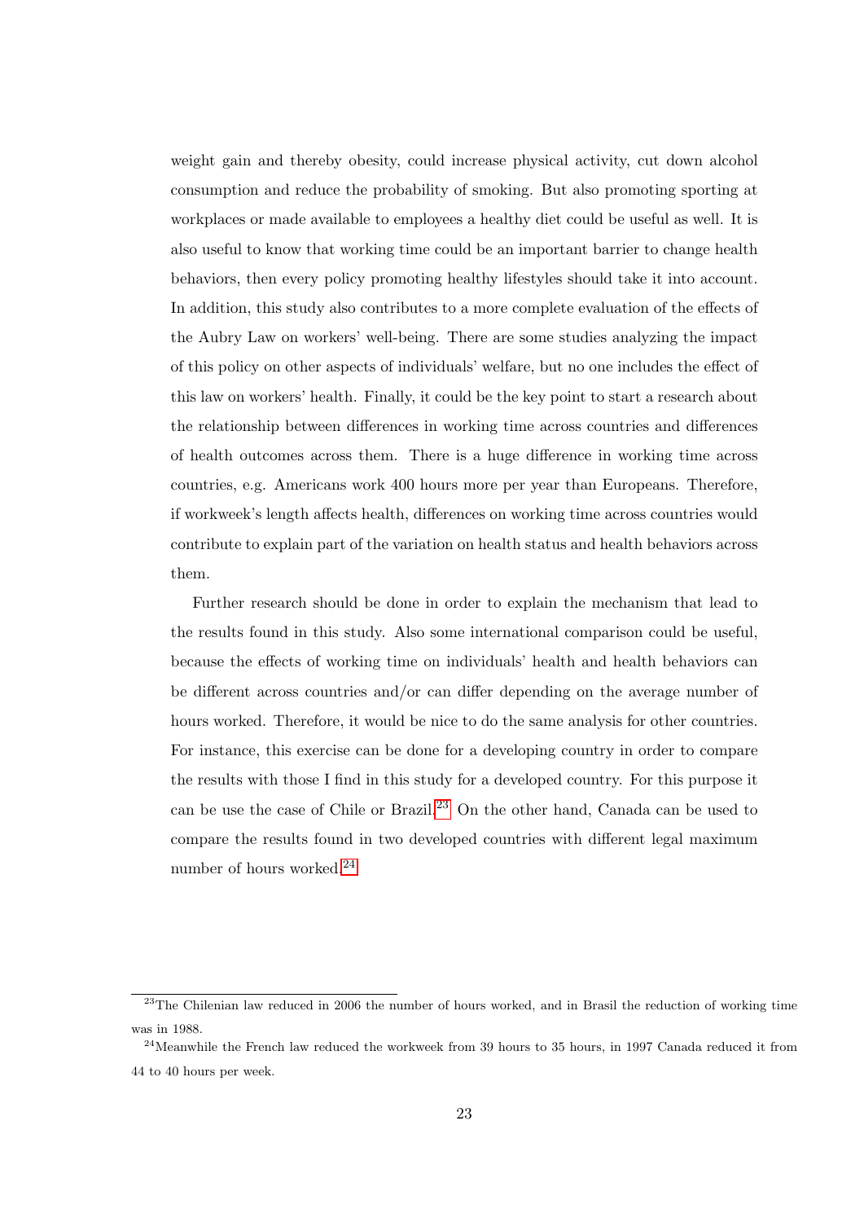weight gain and thereby obesity, could increase physical activity, cut down alcohol consumption and reduce the probability of smoking. But also promoting sporting at workplaces or made available to employees a healthy diet could be useful as well. It is also useful to know that working time could be an important barrier to change health behaviors, then every policy promoting healthy lifestyles should take it into account. In addition, this study also contributes to a more complete evaluation of the effects of the Aubry Law on workers' well-being. There are some studies analyzing the impact of this policy on other aspects of individuals' welfare, but no one includes the effect of this law on workers' health. Finally, it could be the key point to start a research about the relationship between differences in working time across countries and differences of health outcomes across them. There is a huge difference in working time across countries, e.g. Americans work 400 hours more per year than Europeans. Therefore, if workweek's length affects health, differences on working time across countries would contribute to explain part of the variation on health status and health behaviors across them.

Further research should be done in order to explain the mechanism that lead to the results found in this study. Also some international comparison could be useful, because the effects of working time on individuals' health and health behaviors can be different across countries and/or can differ depending on the average number of hours worked. Therefore, it would be nice to do the same analysis for other countries. For instance, this exercise can be done for a developing country in order to compare the results with those I find in this study for a developed country. For this purpose it can be use the case of Chile or Brazil.[23] On the other hand, Canada can be used to compare the results found in two developed countries with different legal maximum number of hours worked.[24]

---

[23] The Chilenian law reduced in 2006 the number of hours worked, and in Brasil the reduction of working time was in 1988.

[24] Meanwhile the French law reduced the workweek from 39 hours to 35 hours, in 1997 Canada reduced it from 44 to 40 hours per week.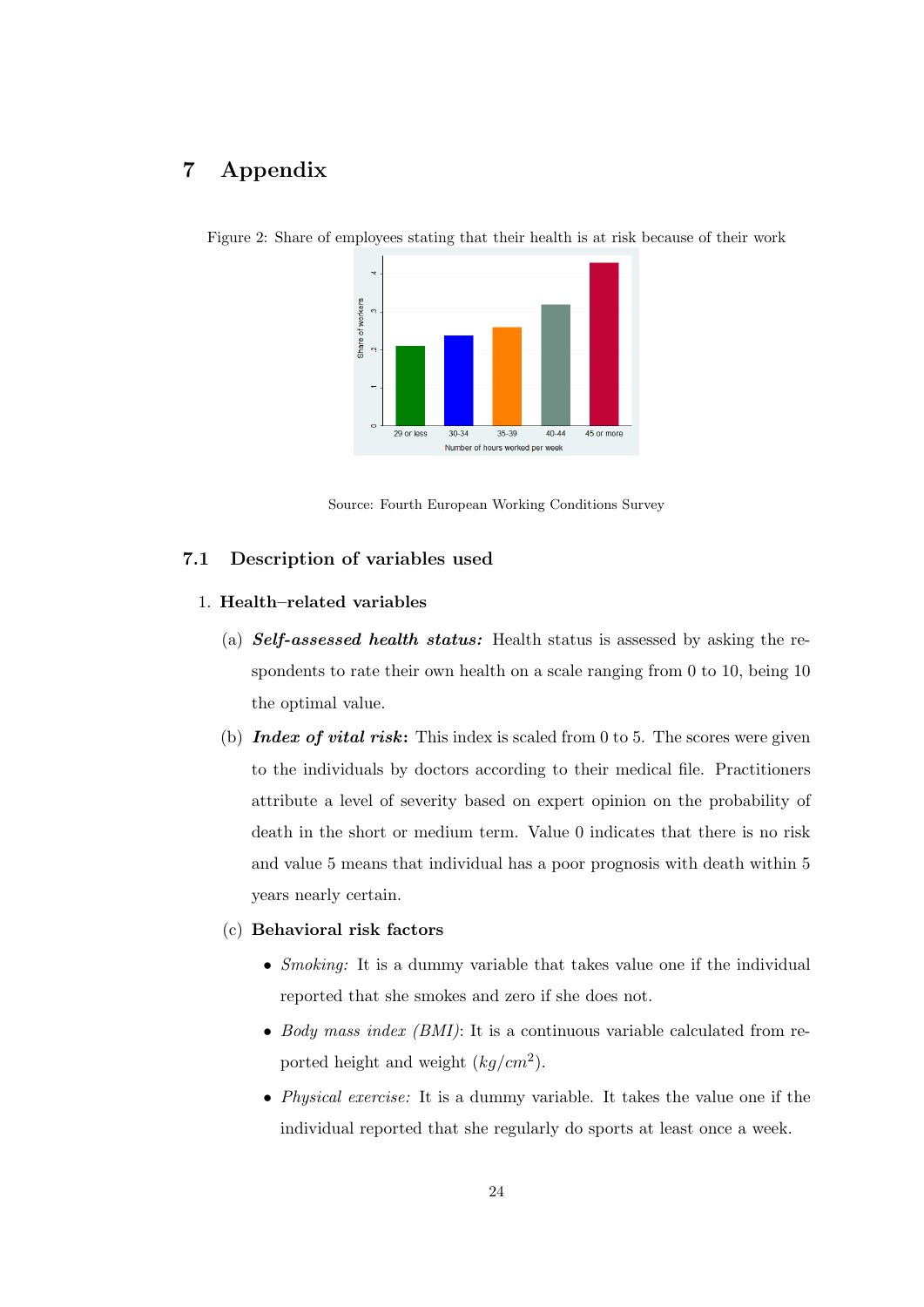# 7 Appendix

Figure 2: Share of employees stating that their health is at risk because of their work

Source: Fourth European Working Conditions Survey

## 7.1 Description of variables used

1. **Health–related variables**

   (a) ***Self-assessed health status:*** Health status is assessed by asking the respondents to rate their own health on a scale ranging from 0 to 10, being 10 the optimal value.

   (b) ***Index of vital risk*:** This index is scaled from 0 to 5. The scores were given to the individuals by doctors according to their medical file. Practitioners attribute a level of severity based on expert opinion on the probability of death in the short or medium term. Value 0 indicates that there is no risk and value 5 means that individual has a poor prognosis with death within 5 years nearly certain.

   (c) **Behavioral risk factors**

   - *Smoking:* It is a dummy variable that takes value one if the individual reported that she smokes and zero if she does not.
   - *Body mass index (BMI)*: It is a continuous variable calculated from reported height and weight ($kg/cm^2$).
   - *Physical exercise:* It is a dummy variable. It takes the value one if the individual reported that she regularly do sports at least once a week.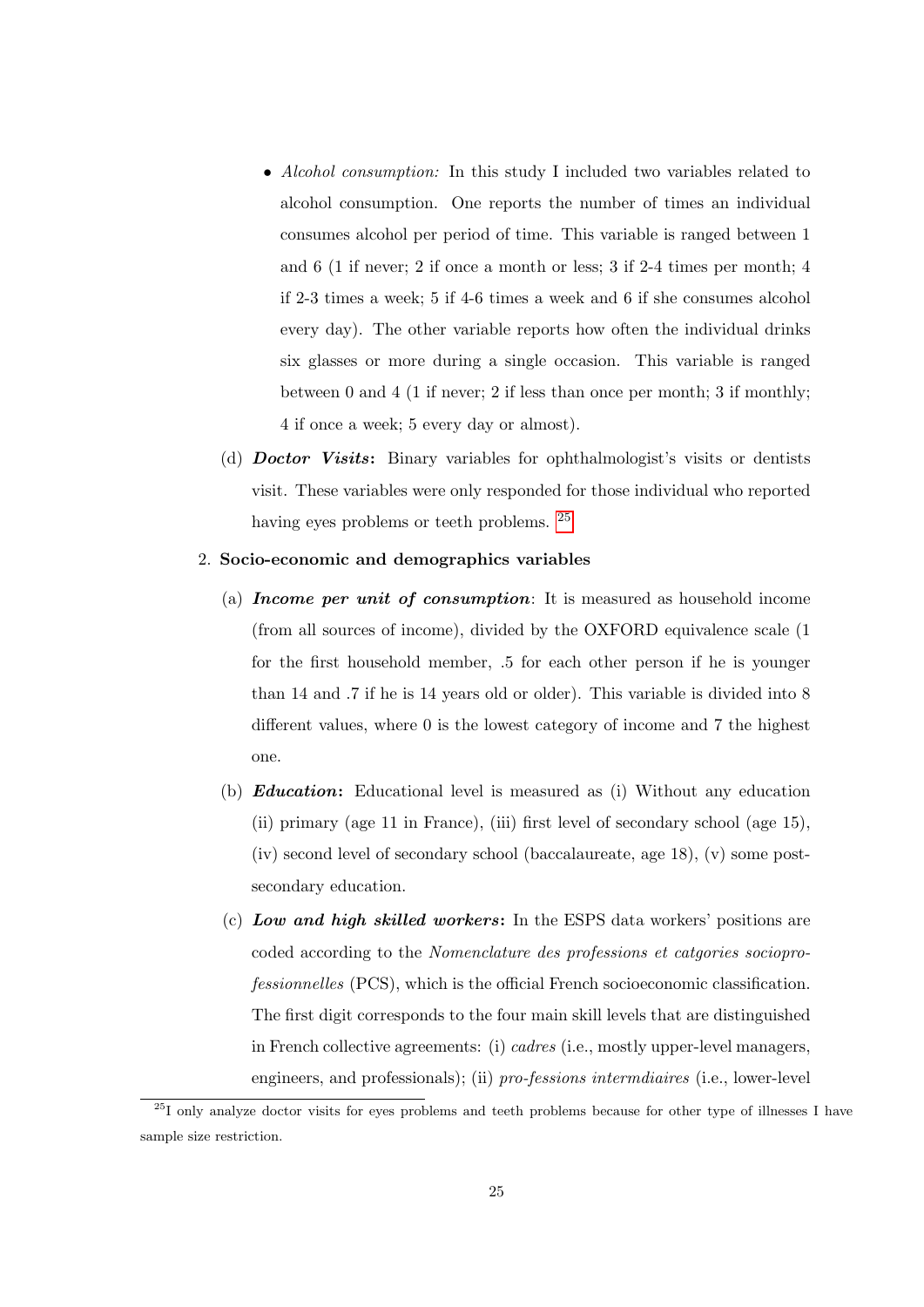- *Alcohol consumption:* In this study I included two variables related to alcohol consumption. One reports the number of times an individual consumes alcohol per period of time. This variable is ranged between 1 and 6 (1 if never; 2 if once a month or less; 3 if 2-4 times per month; 4 if 2-3 times a week; 5 if 4-6 times a week and 6 if she consumes alcohol every day). The other variable reports how often the individual drinks six glasses or more during a single occasion. This variable is ranged between 0 and 4 (1 if never; 2 if less than once per month; 3 if monthly; 4 if once a week; 5 every day or almost).

(d) ***Doctor Visits*:** Binary variables for ophthalmologist's visits or dentists visit. These variables were only responded for those individual who reported having eyes problems or teeth problems. [25]

2. **Socio-economic and demographics variables**

   (a) ***Income per unit of consumption***: It is measured as household income (from all sources of income), divided by the OXFORD equivalence scale (1 for the first household member, .5 for each other person if he is younger than 14 and .7 if he is 14 years old or older). This variable is divided into 8 different values, where 0 is the lowest category of income and 7 the highest one.

   (b) ***Education*:** Educational level is measured as (i) Without any education (ii) primary (age 11 in France), (iii) first level of secondary school (age 15), (iv) second level of secondary school (baccalaureate, age 18), (v) some post-secondary education.

   (c) ***Low and high skilled workers*:** In the ESPS data workers' positions are coded according to the *Nomenclature des professions et catgories socioprofessionnelles* (PCS), which is the official French socioeconomic classification. The first digit corresponds to the four main skill levels that are distinguished in French collective agreements: (i) *cadres* (i.e., mostly upper-level managers, engineers, and professionals); (ii) *pro-fessions intermdiaires* (i.e., lower-level

[25] I only analyze doctor visits for eyes problems and teeth problems because for other type of illnesses I have sample size restriction.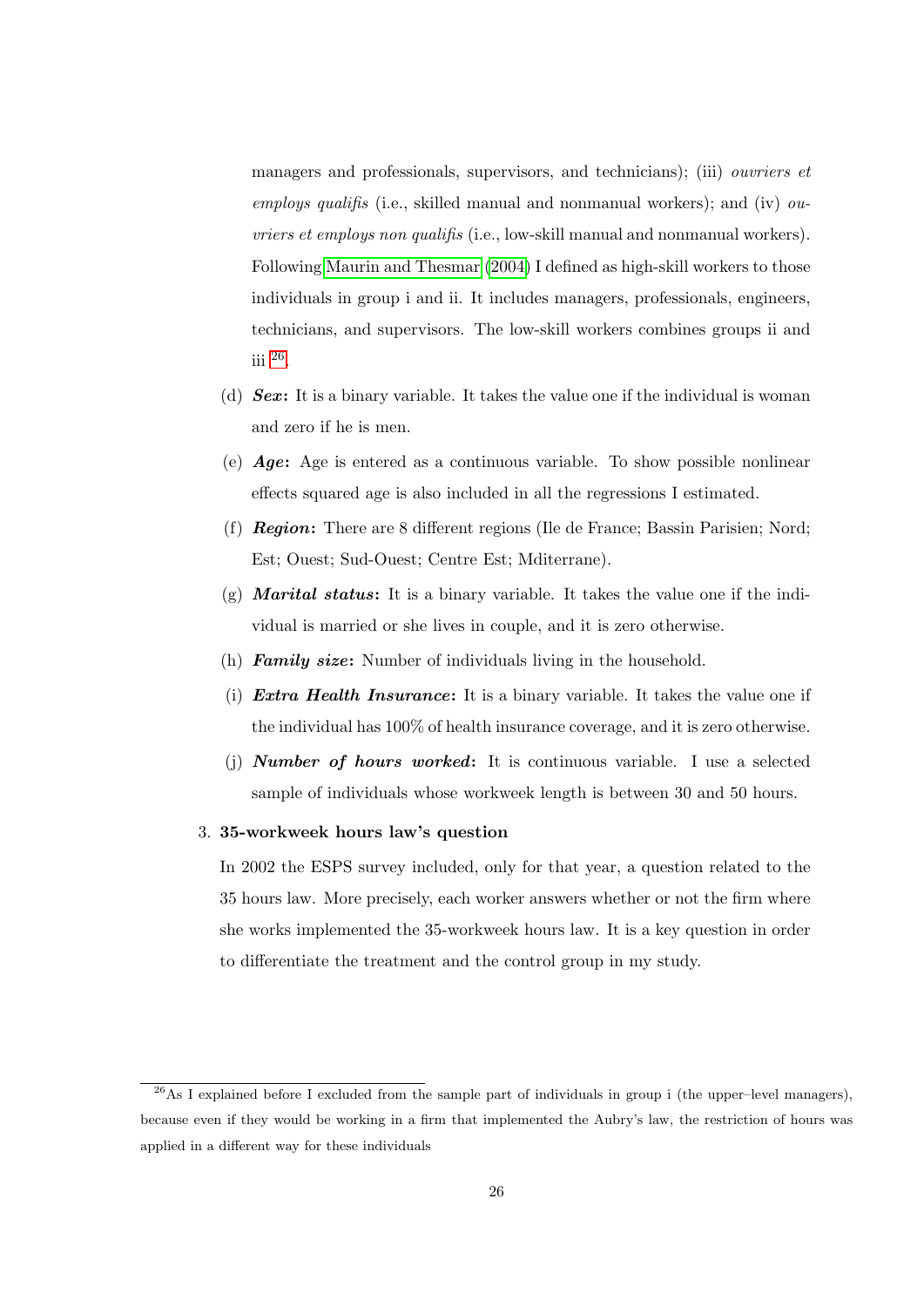managers and professionals, supervisors, and technicians); (iii) *ouvriers et employs qualifis* (i.e., skilled manual and nonmanual workers); and (iv) *ouvriers et employs non qualifis* (i.e., low-skill manual and nonmanual workers). Following Maurin and Thesmar (2004) I defined as high-skill workers to those individuals in group i and ii. It includes managers, professionals, engineers, technicians, and supervisors. The low-skill workers combines groups ii and iii [26].

(d) ***Sex*:** It is a binary variable. It takes the value one if the individual is woman and zero if he is men.

(e) ***Age*:** Age is entered as a continuous variable. To show possible nonlinear effects squared age is also included in all the regressions I estimated.

(f) ***Region*:** There are 8 different regions (Ile de France; Bassin Parisien; Nord; Est; Ouest; Sud-Ouest; Centre Est; Mditerrane).

(g) ***Marital status*:** It is a binary variable. It takes the value one if the individual is married or she lives in couple, and it is zero otherwise.

(h) ***Family size*:** Number of individuals living in the household.

(i) ***Extra Health Insurance*:** It is a binary variable. It takes the value one if the individual has 100% of health insurance coverage, and it is zero otherwise.

(j) ***Number of hours worked*:** It is continuous variable. I use a selected sample of individuals whose workweek length is between 30 and 50 hours.

3. **35-workweek hours law's question**

In 2002 the ESPS survey included, only for that year, a question related to the 35 hours law. More precisely, each worker answers whether or not the firm where she works implemented the 35-workweek hours law. It is a key question in order to differentiate the treatment and the control group in my study.

[26] As I explained before I excluded from the sample part of individuals in group i (the upper–level managers), because even if they would be working in a firm that implemented the Aubry's law, the restriction of hours was applied in a different way for these individuals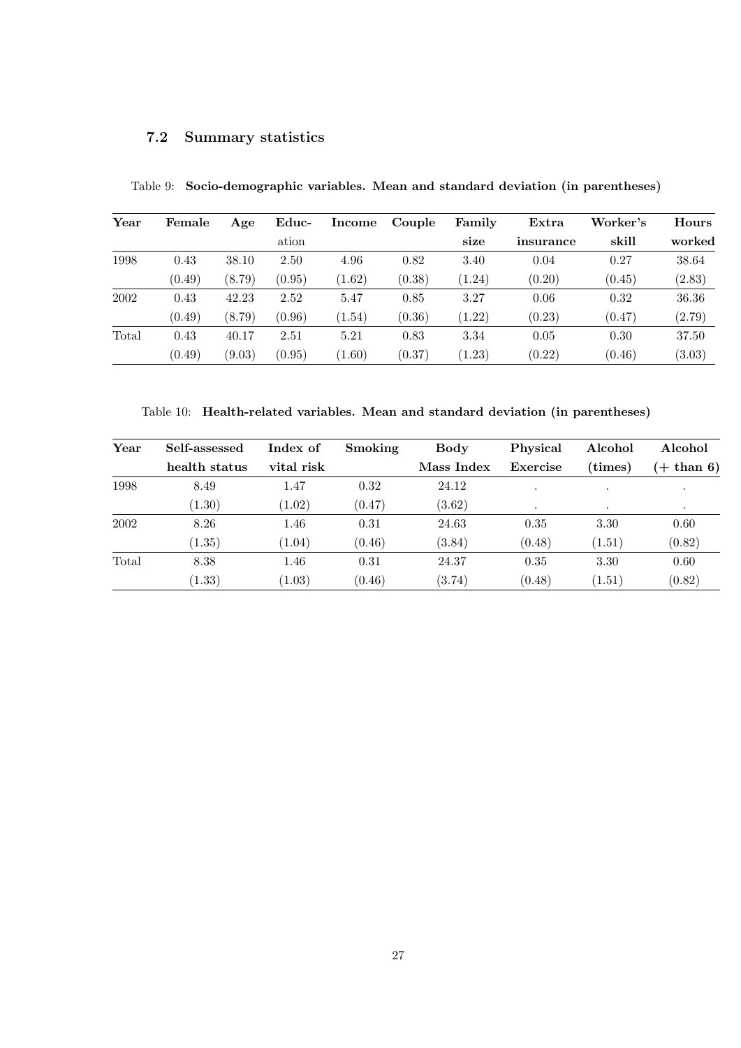### 7.2 Summary statistics

Table 9: **Socio-demographic variables. Mean and standard deviation (in parentheses)**

| Year | Female | Age | Education | Income | Couple | Family size | Extra insurance | Worker's skill | Hours worked |
|---|---|---|---|---|---|---|---|---|---|
| 1998 | 0.43 | 38.10 | 2.50 | 4.96 | 0.82 | 3.40 | 0.04 | 0.27 | 38.64 |
| | (0.49) | (8.79) | (0.95) | (1.62) | (0.38) | (1.24) | (0.20) | (0.45) | (2.83) |
| 2002 | 0.43 | 42.23 | 2.52 | 5.47 | 0.85 | 3.27 | 0.06 | 0.32 | 36.36 |
| | (0.49) | (8.79) | (0.96) | (1.54) | (0.36) | (1.22) | (0.23) | (0.47) | (2.79) |
| Total | 0.43 | 40.17 | 2.51 | 5.21 | 0.83 | 3.34 | 0.05 | 0.30 | 37.50 |
| | (0.49) | (9.03) | (0.95) | (1.60) | (0.37) | (1.23) | (0.22) | (0.46) | (3.03) |

Table 10: **Health-related variables. Mean and standard deviation (in parentheses)**

| Year | Self-assessed health status | Index of vital risk | Smoking | Body Mass Index | Physical Exercise | Alcohol (times) | Alcohol (+ than 6) |
|---|---|---|---|---|---|---|---|
| 1998 | 8.49 | 1.47 | 0.32 | 24.12 | . | . | . |
| | (1.30) | (1.02) | (0.47) | (3.62) | . | . | . |
| 2002 | 8.26 | 1.46 | 0.31 | 24.63 | 0.35 | 3.30 | 0.60 |
| | (1.35) | (1.04) | (0.46) | (3.84) | (0.48) | (1.51) | (0.82) |
| Total | 8.38 | 1.46 | 0.31 | 24.37 | 0.35 | 3.30 | 0.60 |
| | (1.33) | (1.03) | (0.46) | (3.74) | (0.48) | (1.51) | (0.82) |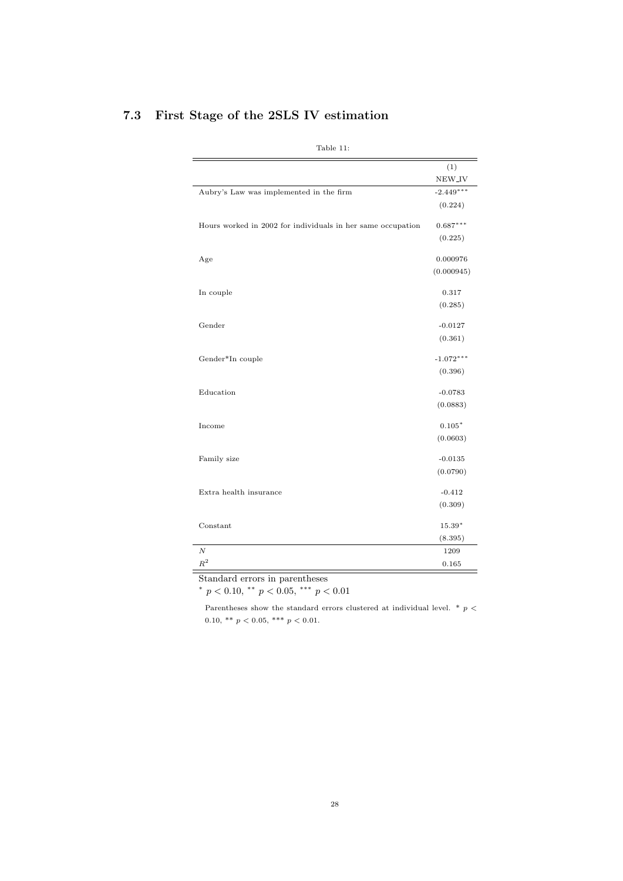## 7.3 First Stage of the 2SLS IV estimation

Table 11:

| | (1) |
|---|---|
| | NEW_IV |
| Aubry's Law was implemented in the firm | -2.449*** |
| | (0.224) |
| Hours worked in 2002 for individuals in her same occupation | 0.687*** |
| | (0.225) |
| Age | 0.000976 |
| | (0.000945) |
| In couple | 0.317 |
| | (0.285) |
| Gender | -0.0127 |
| | (0.361) |
| Gender*In couple | -1.072*** |
| | (0.396) |
| Education | -0.0783 |
| | (0.0883) |
| Income | 0.105* |
| | (0.0603) |
| Family size | -0.0135 |
| | (0.0790) |
| Extra health insurance | -0.412 |
| | (0.309) |
| Constant | 15.39* |
| | (8.395) |
| $N$ | 1209 |
| $R^2$ | 0.165 |

Standard errors in parentheses

* $p < 0.10$, ** $p < 0.05$, *** $p < 0.01$

Parentheses show the standard errors clustered at individual level. * $p < 0.10$, ** $p < 0.05$, *** $p < 0.01$.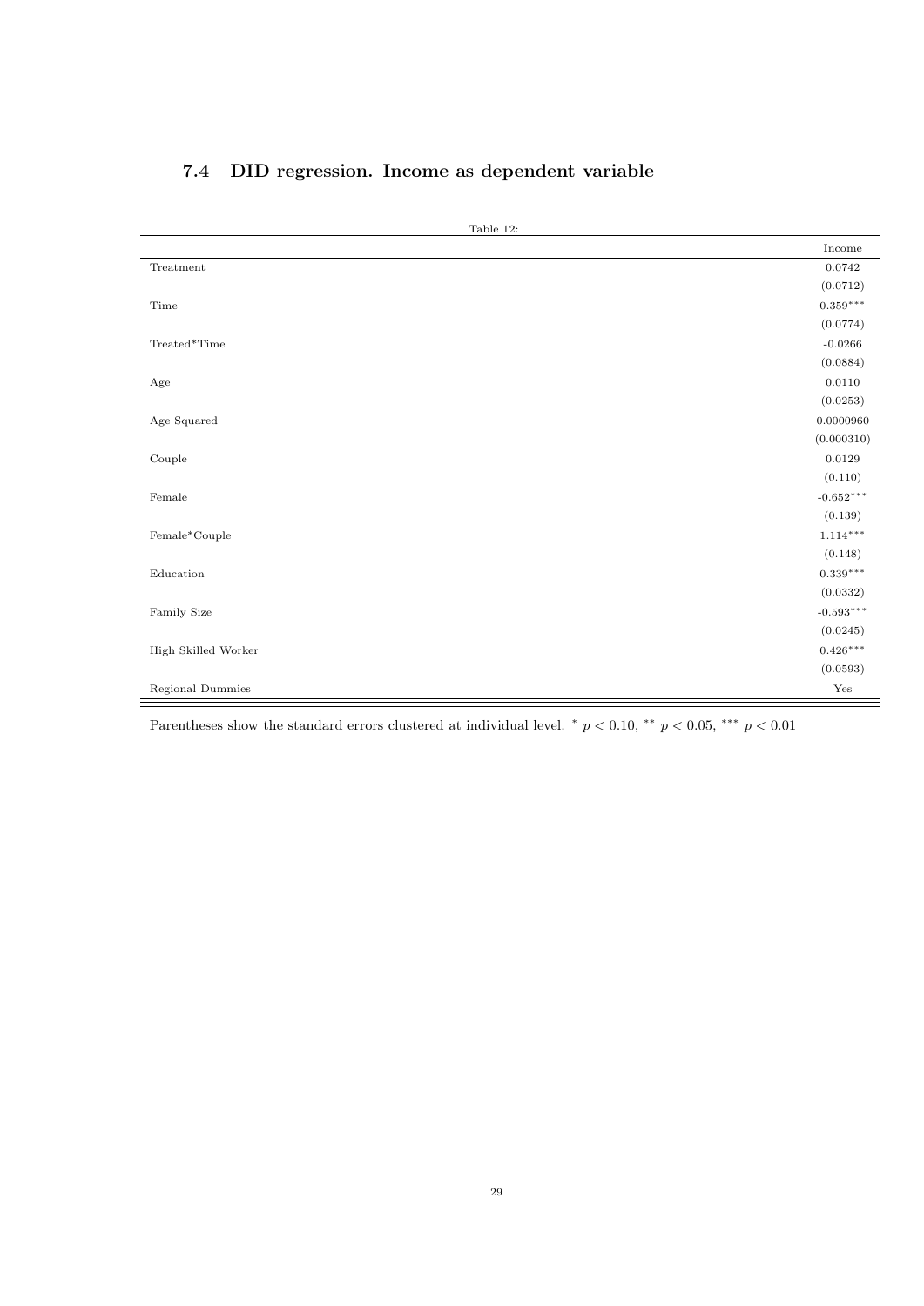### 7.4 DID regression. Income as dependent variable

Table 12:

| | Income |
|---|---|
| Treatment | 0.0742 |
| | (0.0712) |
| Time | $0.359^{***}$ |
| | (0.0774) |
| Treated*Time | -0.0266 |
| | (0.0884) |
| Age | 0.0110 |
| | (0.0253) |
| Age Squared | 0.0000960 |
| | (0.000310) |
| Couple | 0.0129 |
| | (0.110) |
| Female | $-0.652^{***}$ |
| | (0.139) |
| Female*Couple | $1.114^{***}$ |
| | (0.148) |
| Education | $0.339^{***}$ |
| | (0.0332) |
| Family Size | $-0.593^{***}$ |
| | (0.0245) |
| High Skilled Worker | $0.426^{***}$ |
| | (0.0593) |
| Regional Dummies | Yes |

Parentheses show the standard errors clustered at individual level. $^{*}$ $p < 0.10$, $^{**}$ $p < 0.05$, $^{***}$ $p < 0.01$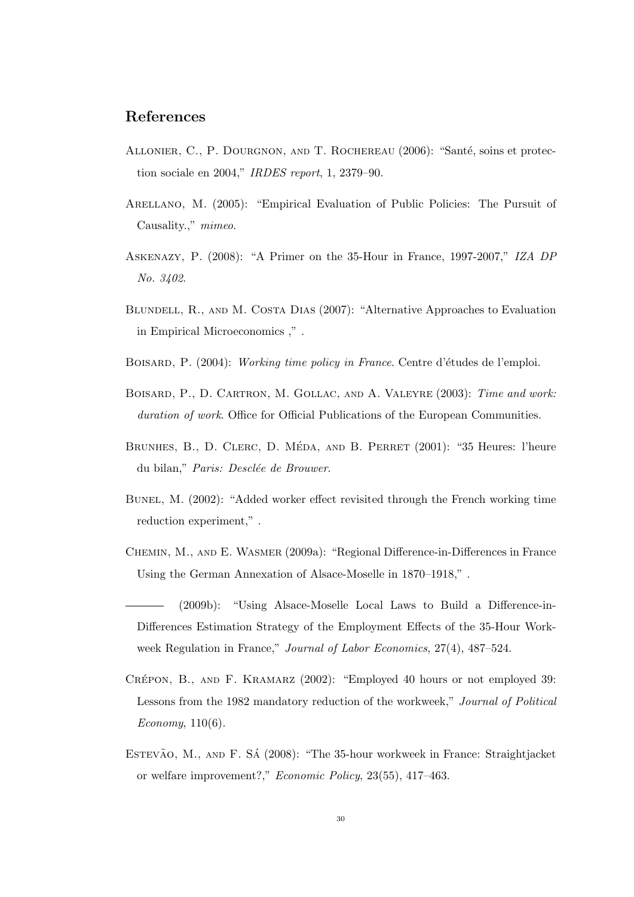## References

Allonier, C., P. Dourgnon, and T. Rochereau (2006): "Santé, soins et protection sociale en 2004," *IRDES report*, 1, 2379–90.

Arellano, M. (2005): "Empirical Evaluation of Public Policies: The Pursuit of Causality.," *mimeo*.

Askenazy, P. (2008): "A Primer on the 35-Hour in France, 1997-2007," *IZA DP No. 3402*.

Blundell, R., and M. Costa Dias (2007): "Alternative Approaches to Evaluation in Empirical Microeconomics ," .

Boisard, P. (2004): *Working time policy in France*. Centre d'études de l'emploi.

Boisard, P., D. Cartron, M. Gollac, and A. Valeyre (2003): *Time and work: duration of work*. Office for Official Publications of the European Communities.

Brunhes, B., D. Clerc, D. Méda, and B. Perret (2001): "35 Heures: l'heure du bilan," *Paris: Desclée de Brouwer*.

Bunel, M. (2002): "Added worker effect revisited through the French working time reduction experiment," .

Chemin, M., and E. Wasmer (2009a): "Regional Difference-in-Differences in France Using the German Annexation of Alsace-Moselle in 1870–1918," .

——— (2009b): "Using Alsace-Moselle Local Laws to Build a Difference-in-Differences Estimation Strategy of the Employment Effects of the 35-Hour Workweek Regulation in France," *Journal of Labor Economics*, 27(4), 487–524.

Crépon, B., and F. Kramarz (2002): "Employed 40 hours or not employed 39: Lessons from the 1982 mandatory reduction of the workweek," *Journal of Political Economy*, 110(6).

Estevão, M., and F. Sá (2008): "The 35-hour workweek in France: Straightjacket or welfare improvement?," *Economic Policy*, 23(55), 417–463.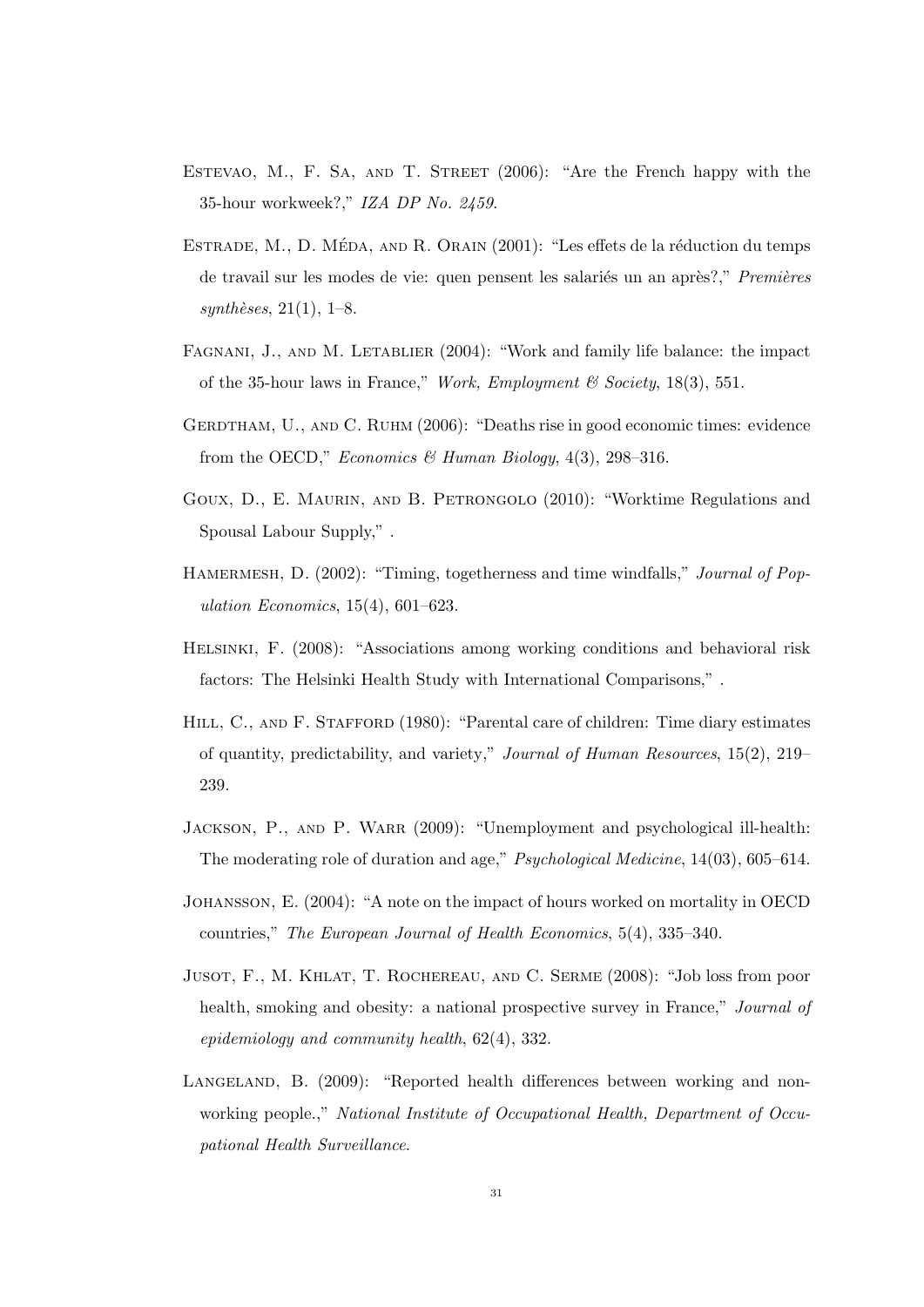Estevao, M., F. Sa, and T. Street (2006): "Are the French happy with the 35-hour workweek?," *IZA DP No. 2459*.

Estrade, M., D. Méda, and R. Orain (2001): "Les effets de la réduction du temps de travail sur les modes de vie: quen pensent les salariés un an après?," *Premières synthèses*, 21(1), 1–8.

Fagnani, J., and M. Letablier (2004): "Work and family life balance: the impact of the 35-hour laws in France," *Work, Employment & Society*, 18(3), 551.

Gerdtham, U., and C. Ruhm (2006): "Deaths rise in good economic times: evidence from the OECD," *Economics & Human Biology*, 4(3), 298–316.

Goux, D., E. Maurin, and B. Petrongolo (2010): "Worktime Regulations and Spousal Labour Supply," .

Hamermesh, D. (2002): "Timing, togetherness and time windfalls," *Journal of Population Economics*, 15(4), 601–623.

Helsinki, F. (2008): "Associations among working conditions and behavioral risk factors: The Helsinki Health Study with International Comparisons," .

Hill, C., and F. Stafford (1980): "Parental care of children: Time diary estimates of quantity, predictability, and variety," *Journal of Human Resources*, 15(2), 219–239.

Jackson, P., and P. Warr (2009): "Unemployment and psychological ill-health: The moderating role of duration and age," *Psychological Medicine*, 14(03), 605–614.

Johansson, E. (2004): "A note on the impact of hours worked on mortality in OECD countries," *The European Journal of Health Economics*, 5(4), 335–340.

Jusot, F., M. Khlat, T. Rochereau, and C. Serme (2008): "Job loss from poor health, smoking and obesity: a national prospective survey in France," *Journal of epidemiology and community health*, 62(4), 332.

Langeland, B. (2009): "Reported health differences between working and nonworking people.," *National Institute of Occupational Health, Department of Occupational Health Surveillance*.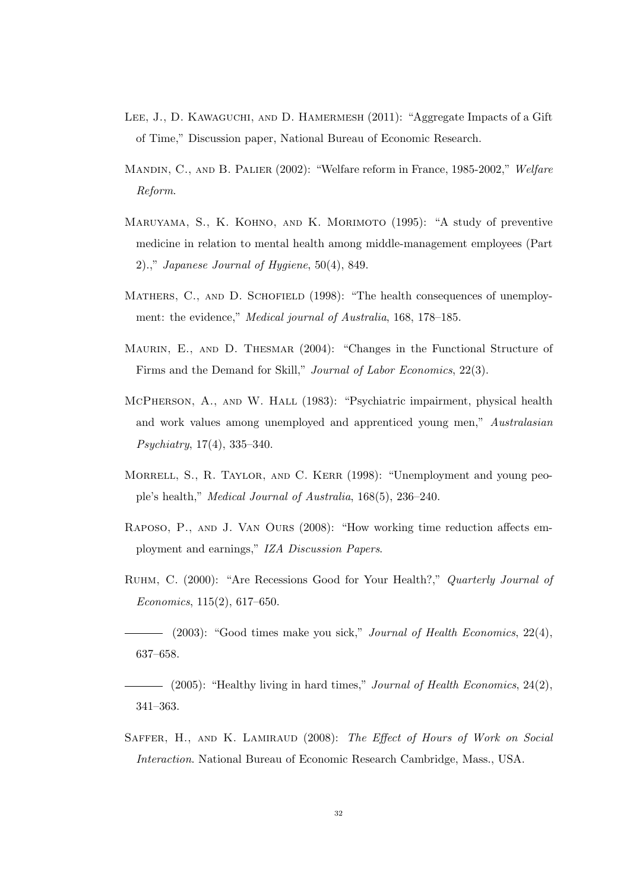Lee, J., D. Kawaguchi, and D. Hamermesh (2011): "Aggregate Impacts of a Gift of Time," Discussion paper, National Bureau of Economic Research.

Mandin, C., and B. Palier (2002): "Welfare reform in France, 1985-2002," *Welfare Reform*.

Maruyama, S., K. Kohno, and K. Morimoto (1995): "A study of preventive medicine in relation to mental health among middle-management employees (Part 2).," *Japanese Journal of Hygiene*, 50(4), 849.

Mathers, C., and D. Schofield (1998): "The health consequences of unemployment: the evidence," *Medical journal of Australia*, 168, 178–185.

Maurin, E., and D. Thesmar (2004): "Changes in the Functional Structure of Firms and the Demand for Skill," *Journal of Labor Economics*, 22(3).

McPherson, A., and W. Hall (1983): "Psychiatric impairment, physical health and work values among unemployed and apprenticed young men," *Australasian Psychiatry*, 17(4), 335–340.

Morrell, S., R. Taylor, and C. Kerr (1998): "Unemployment and young people's health," *Medical Journal of Australia*, 168(5), 236–240.

Raposo, P., and J. Van Ours (2008): "How working time reduction affects employment and earnings," *IZA Discussion Papers*.

Ruhm, C. (2000): "Are Recessions Good for Your Health?," *Quarterly Journal of Economics*, 115(2), 617–650.

——— (2003): "Good times make you sick," *Journal of Health Economics*, 22(4), 637–658.

——— (2005): "Healthy living in hard times," *Journal of Health Economics*, 24(2), 341–363.

Saffer, H., and K. Lamiraud (2008): *The Effect of Hours of Work on Social Interaction*. National Bureau of Economic Research Cambridge, Mass., USA.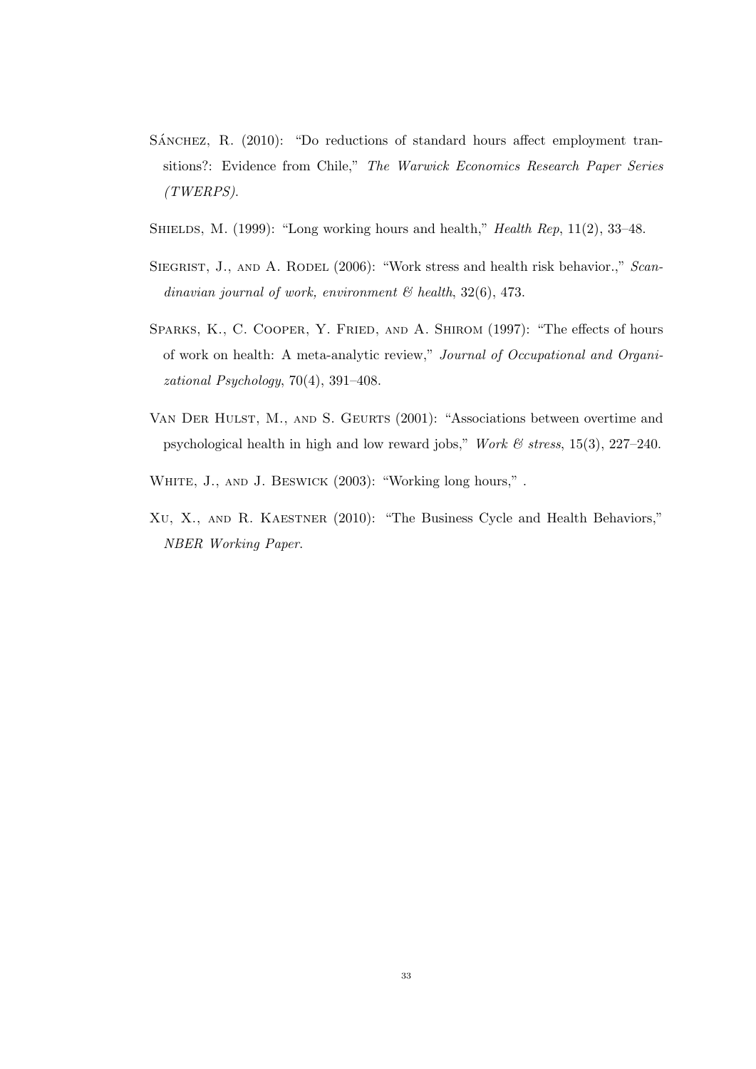Sánchez, R. (2010): "Do reductions of standard hours affect employment transitions?: Evidence from Chile," *The Warwick Economics Research Paper Series (TWERPS)*.

Shields, M. (1999): "Long working hours and health," *Health Rep*, 11(2), 33–48.

Siegrist, J., and A. Rodel (2006): "Work stress and health risk behavior.," *Scandinavian journal of work, environment & health*, 32(6), 473.

Sparks, K., C. Cooper, Y. Fried, and A. Shirom (1997): "The effects of hours of work on health: A meta-analytic review," *Journal of Occupational and Organizational Psychology*, 70(4), 391–408.

Van Der Hulst, M., and S. Geurts (2001): "Associations between overtime and psychological health in high and low reward jobs," *Work & stress*, 15(3), 227–240.

White, J., and J. Beswick (2003): "Working long hours," .

Xu, X., and R. Kaestner (2010): "The Business Cycle and Health Behaviors," *NBER Working Paper*.